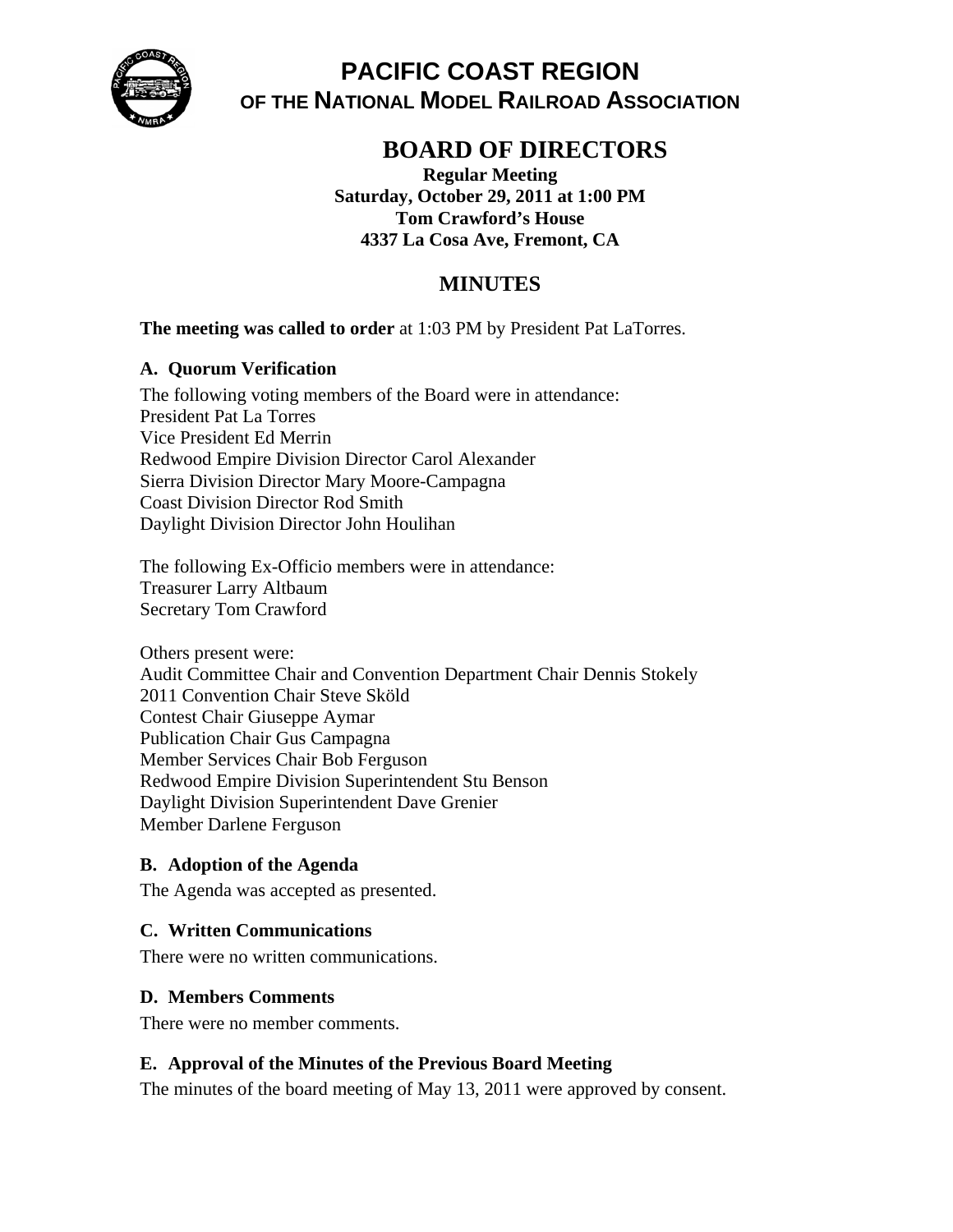# PACIFIC COAST REGION

## OF THE NATIONAL MODEL RAILROAD ASSOCIATION

## BOARD OF DIRECTORS

**Regular Meeting**
**Saturday, October 29, 2011 at 1:00 PM**
**Tom Crawford's House**
**4337 La Cosa Ave, Fremont, CA**

## MINUTES

**The meeting was called to order** at 1:03 PM by President Pat LaTorres.

### A. Quorum Verification

The following voting members of the Board were in attendance:
President Pat La Torres
Vice President Ed Merrin
Redwood Empire Division Director Carol Alexander
Sierra Division Director Mary Moore-Campagna
Coast Division Director Rod Smith
Daylight Division Director John Houlihan

The following Ex-Officio members were in attendance:
Treasurer Larry Altbaum
Secretary Tom Crawford

Others present were:
Audit Committee Chair and Convention Department Chair Dennis Stokely
2011 Convention Chair Steve Sköld
Contest Chair Giuseppe Aymar
Publication Chair Gus Campagna
Member Services Chair Bob Ferguson
Redwood Empire Division Superintendent Stu Benson
Daylight Division Superintendent Dave Grenier
Member Darlene Ferguson

### B. Adoption of the Agenda

The Agenda was accepted as presented.

### C. Written Communications

There were no written communications.

### D. Members Comments

There were no member comments.

### E. Approval of the Minutes of the Previous Board Meeting

The minutes of the board meeting of May 13, 2011 were approved by consent.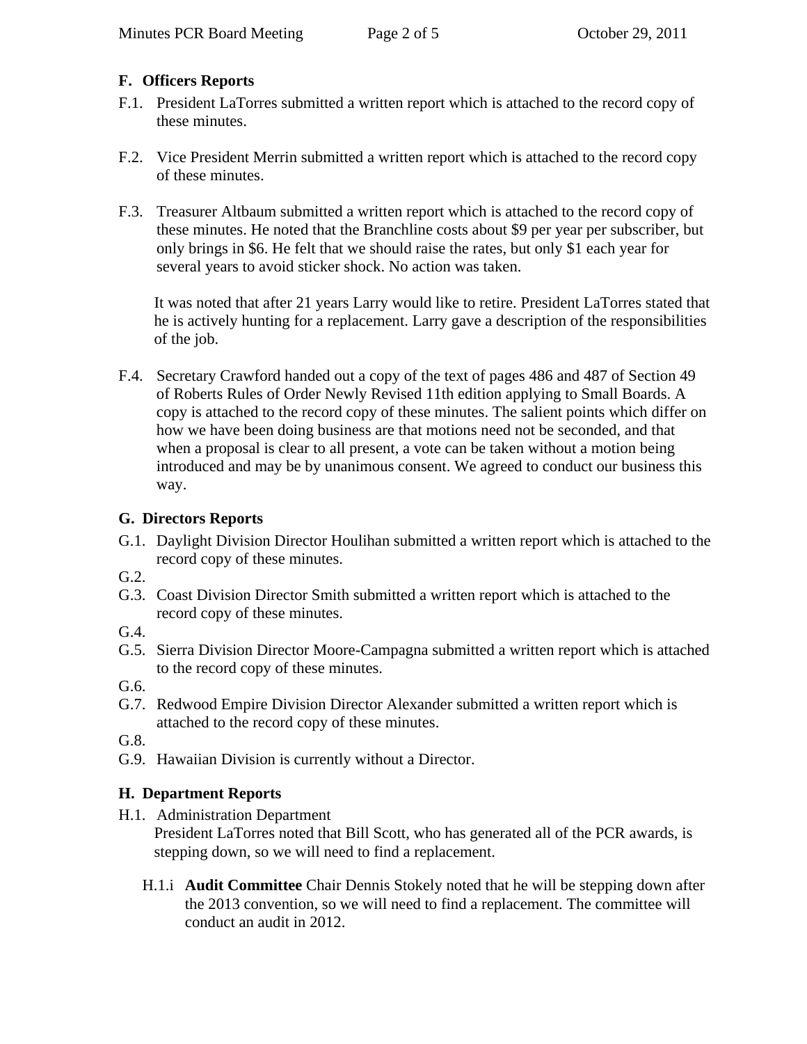## F. Officers Reports

F.1. President LaTorres submitted a written report which is attached to the record copy of these minutes.

F.2. Vice President Merrin submitted a written report which is attached to the record copy of these minutes.

F.3. Treasurer Altbaum submitted a written report which is attached to the record copy of these minutes. He noted that the Branchline costs about $9 per year per subscriber, but only brings in $6. He felt that we should raise the rates, but only $1 each year for several years to avoid sticker shock. No action was taken.

It was noted that after 21 years Larry would like to retire. President LaTorres stated that he is actively hunting for a replacement. Larry gave a description of the responsibilities of the job.

F.4. Secretary Crawford handed out a copy of the text of pages 486 and 487 of Section 49 of Roberts Rules of Order Newly Revised 11th edition applying to Small Boards. A copy is attached to the record copy of these minutes. The salient points which differ on how we have been doing business are that motions need not be seconded, and that when a proposal is clear to all present, a vote can be taken without a motion being introduced and may be by unanimous consent. We agreed to conduct our business this way.

## G. Directors Reports

G.1. Daylight Division Director Houlihan submitted a written report which is attached to the record copy of these minutes.

G.2.

G.3. Coast Division Director Smith submitted a written report which is attached to the record copy of these minutes.

G.4.

G.5. Sierra Division Director Moore-Campagna submitted a written report which is attached to the record copy of these minutes.

G.6.

G.7. Redwood Empire Division Director Alexander submitted a written report which is attached to the record copy of these minutes.

G.8.

G.9. Hawaiian Division is currently without a Director.

## H. Department Reports

H.1. Administration Department

President LaTorres noted that Bill Scott, who has generated all of the PCR awards, is stepping down, so we will need to find a replacement.

H.1.i **Audit Committee** Chair Dennis Stokely noted that he will be stepping down after the 2013 convention, so we will need to find a replacement. The committee will conduct an audit in 2012.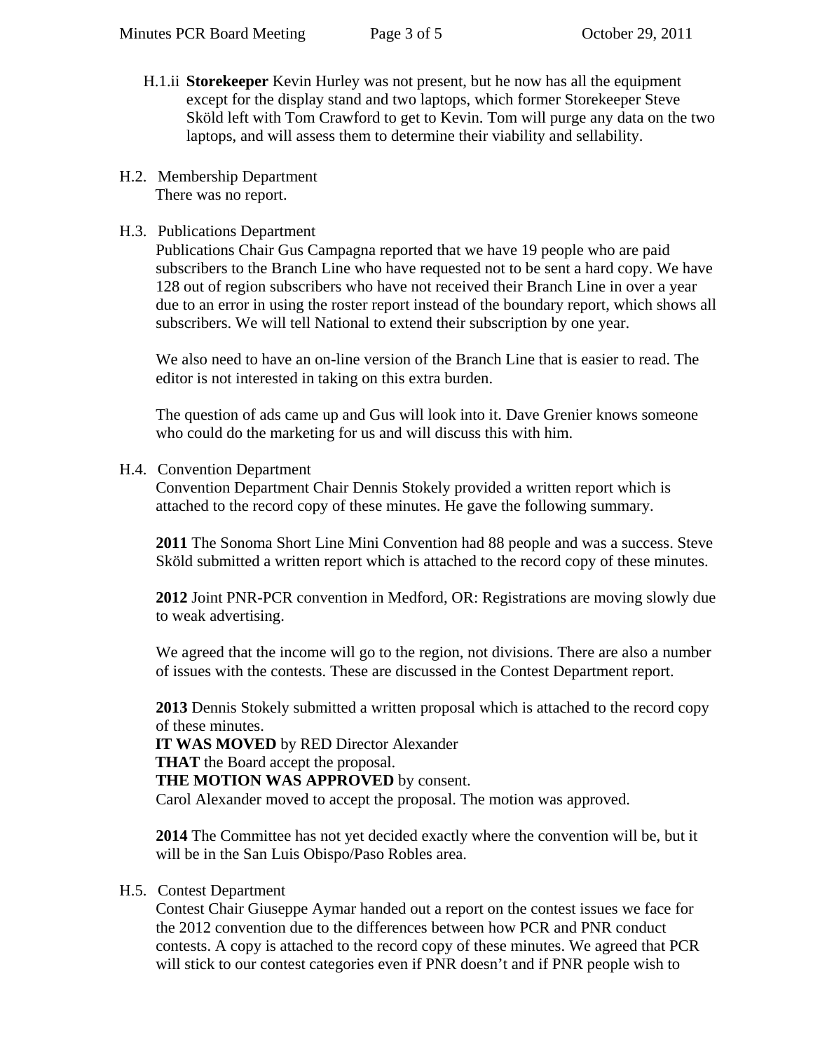H.1.ii **Storekeeper** Kevin Hurley was not present, but he now has all the equipment except for the display stand and two laptops, which former Storekeeper Steve Sköld left with Tom Crawford to get to Kevin. Tom will purge any data on the two laptops, and will assess them to determine their viability and sellability.

H.2. Membership Department

There was no report.

H.3. Publications Department

Publications Chair Gus Campagna reported that we have 19 people who are paid subscribers to the Branch Line who have requested not to be sent a hard copy. We have 128 out of region subscribers who have not received their Branch Line in over a year due to an error in using the roster report instead of the boundary report, which shows all subscribers. We will tell National to extend their subscription by one year.

We also need to have an on-line version of the Branch Line that is easier to read. The editor is not interested in taking on this extra burden.

The question of ads came up and Gus will look into it. Dave Grenier knows someone who could do the marketing for us and will discuss this with him.

H.4. Convention Department

Convention Department Chair Dennis Stokely provided a written report which is attached to the record copy of these minutes. He gave the following summary.

**2011** The Sonoma Short Line Mini Convention had 88 people and was a success. Steve Sköld submitted a written report which is attached to the record copy of these minutes.

**2012** Joint PNR-PCR convention in Medford, OR: Registrations are moving slowly due to weak advertising.

We agreed that the income will go to the region, not divisions. There are also a number of issues with the contests. These are discussed in the Contest Department report.

**2013** Dennis Stokely submitted a written proposal which is attached to the record copy of these minutes.

**IT WAS MOVED** by RED Director Alexander
**THAT** the Board accept the proposal.
**THE MOTION WAS APPROVED** by consent.
Carol Alexander moved to accept the proposal. The motion was approved.

**2014** The Committee has not yet decided exactly where the convention will be, but it will be in the San Luis Obispo/Paso Robles area.

H.5. Contest Department

Contest Chair Giuseppe Aymar handed out a report on the contest issues we face for the 2012 convention due to the differences between how PCR and PNR conduct contests. A copy is attached to the record copy of these minutes. We agreed that PCR will stick to our contest categories even if PNR doesn't and if PNR people wish to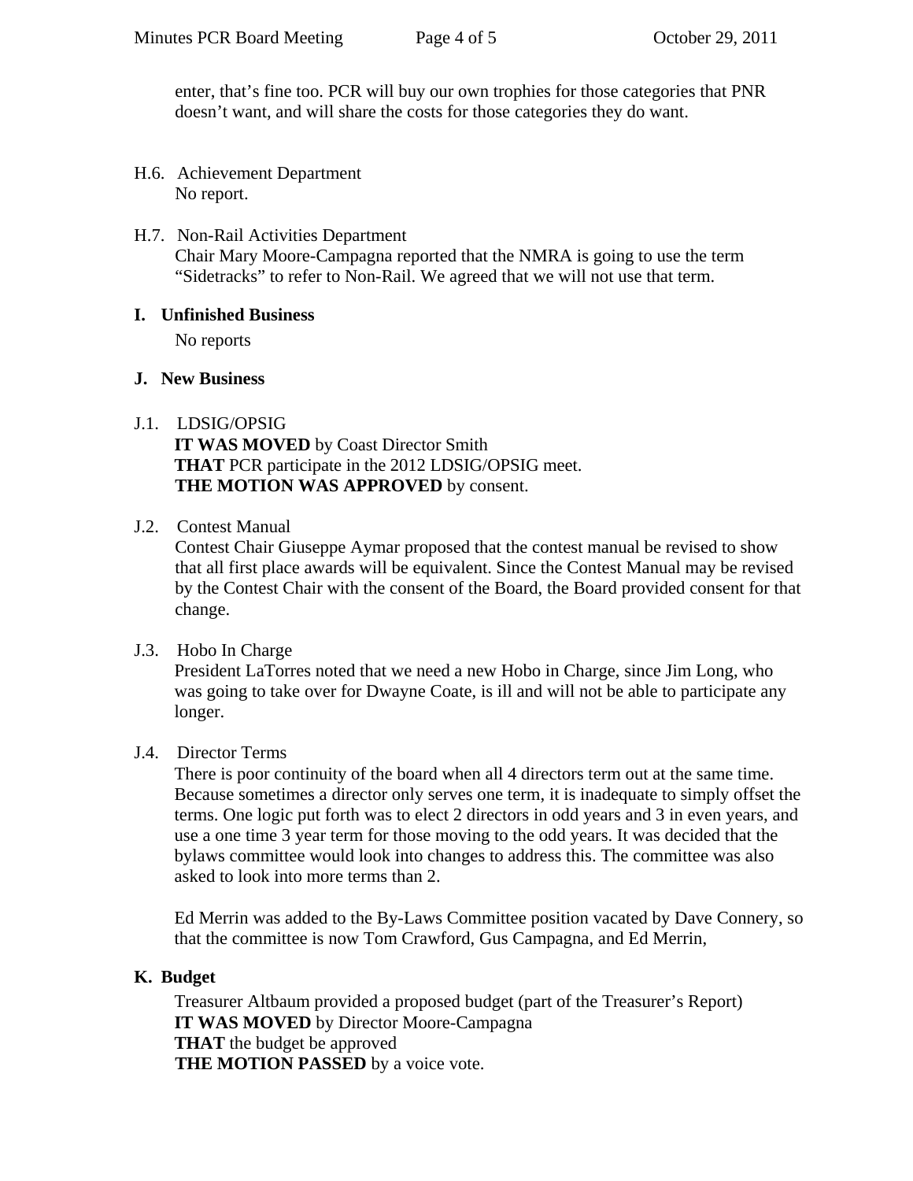enter, that's fine too. PCR will buy our own trophies for those categories that PNR doesn't want, and will share the costs for those categories they do want.

H.6. Achievement Department
No report.

H.7. Non-Rail Activities Department
Chair Mary Moore-Campagna reported that the NMRA is going to use the term "Sidetracks" to refer to Non-Rail. We agreed that we will not use that term.

## I. Unfinished Business

No reports

## J. New Business

J.1. LDSIG/OPSIG
**IT WAS MOVED** by Coast Director Smith
**THAT** PCR participate in the 2012 LDSIG/OPSIG meet.
**THE MOTION WAS APPROVED** by consent.

J.2. Contest Manual
Contest Chair Giuseppe Aymar proposed that the contest manual be revised to show that all first place awards will be equivalent. Since the Contest Manual may be revised by the Contest Chair with the consent of the Board, the Board provided consent for that change.

J.3. Hobo In Charge
President LaTorres noted that we need a new Hobo in Charge, since Jim Long, who was going to take over for Dwayne Coate, is ill and will not be able to participate any longer.

J.4. Director Terms
There is poor continuity of the board when all 4 directors term out at the same time. Because sometimes a director only serves one term, it is inadequate to simply offset the terms. One logic put forth was to elect 2 directors in odd years and 3 in even years, and use a one time 3 year term for those moving to the odd years. It was decided that the bylaws committee would look into changes to address this. The committee was also asked to look into more terms than 2.

Ed Merrin was added to the By-Laws Committee position vacated by Dave Connery, so that the committee is now Tom Crawford, Gus Campagna, and Ed Merrin,

## K. Budget

Treasurer Altbaum provided a proposed budget (part of the Treasurer's Report)
**IT WAS MOVED** by Director Moore-Campagna
**THAT** the budget be approved
**THE MOTION PASSED** by a voice vote.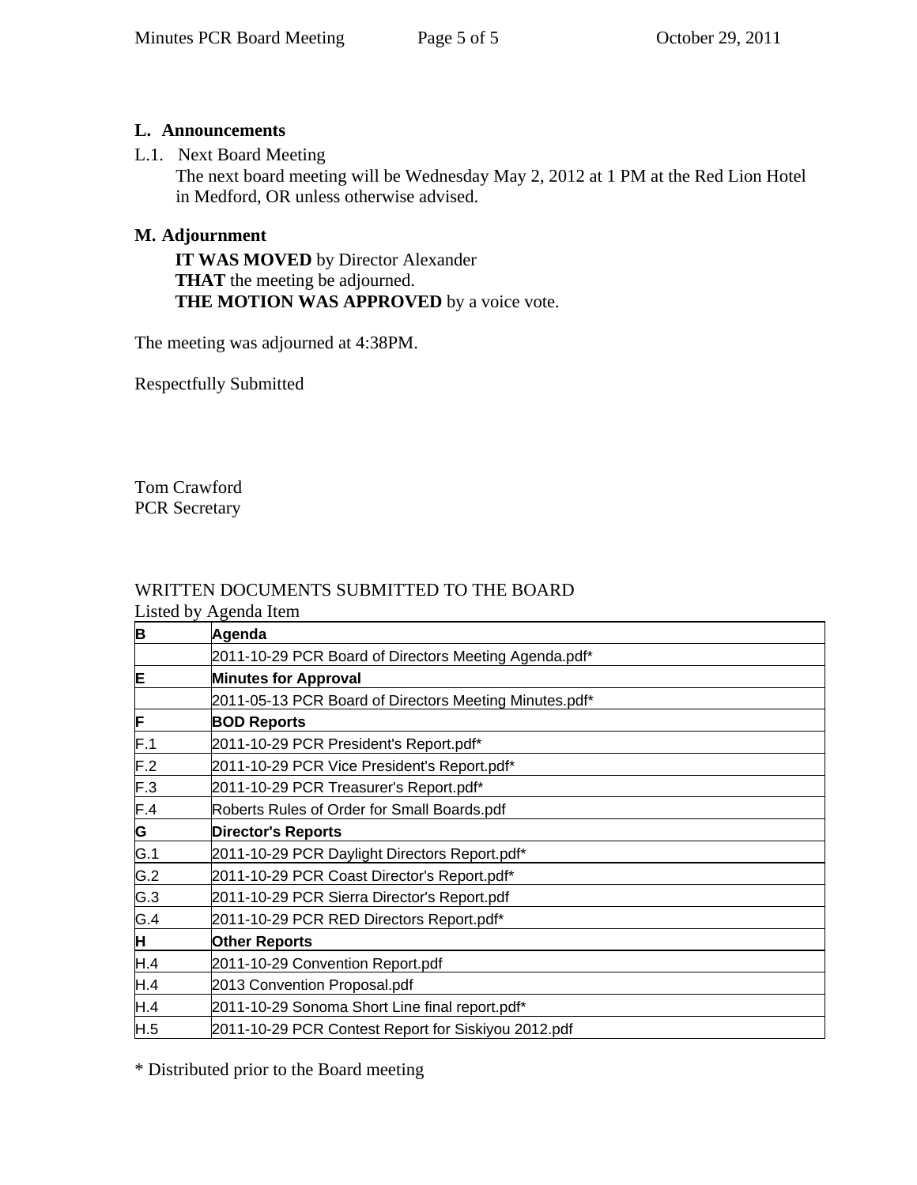## L. Announcements

L.1. Next Board Meeting

The next board meeting will be Wednesday May 2, 2012 at 1 PM at the Red Lion Hotel in Medford, OR unless otherwise advised.

## M. Adjournment

**IT WAS MOVED** by Director Alexander
**THAT** the meeting be adjourned.
**THE MOTION WAS APPROVED** by a voice vote.

The meeting was adjourned at 4:38PM.

Respectfully Submitted

Tom Crawford
PCR Secretary

WRITTEN DOCUMENTS SUBMITTED TO THE BOARD
Listed by Agenda Item

| **B** | **Agenda** |
|---|---|
| | 2011-10-29 PCR Board of Directors Meeting Agenda.pdf* |
| **E** | **Minutes for Approval** |
| | 2011-05-13 PCR Board of Directors Meeting Minutes.pdf* |
| **F** | **BOD Reports** |
| F.1 | 2011-10-29 PCR President's Report.pdf* |
| F.2 | 2011-10-29 PCR Vice President's Report.pdf* |
| F.3 | 2011-10-29 PCR Treasurer's Report.pdf* |
| F.4 | Roberts Rules of Order for Small Boards.pdf |
| **G** | **Director's Reports** |
| G.1 | 2011-10-29 PCR Daylight Directors Report.pdf* |
| G.2 | 2011-10-29 PCR Coast Director's Report.pdf* |
| G.3 | 2011-10-29 PCR Sierra Director's Report.pdf |
| G.4 | 2011-10-29 PCR RED Directors Report.pdf* |
| **H** | **Other Reports** |
| H.4 | 2011-10-29 Convention Report.pdf |
| H.4 | 2013 Convention Proposal.pdf |
| H.4 | 2011-10-29 Sonoma Short Line final report.pdf* |
| H.5 | 2011-10-29 PCR Contest Report for Siskiyou 2012.pdf |

* Distributed prior to the Board meeting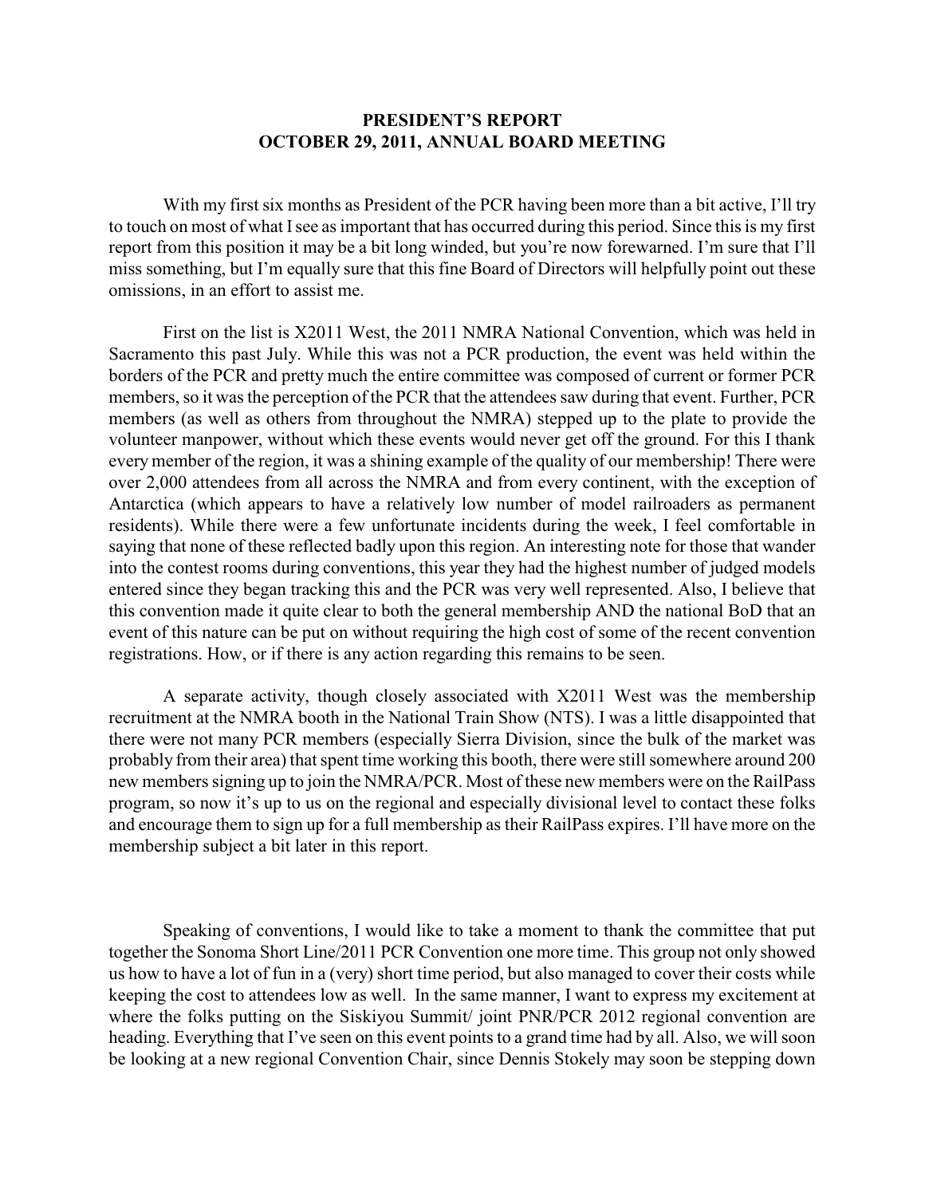**PRESIDENT'S REPORT**
**OCTOBER 29, 2011, ANNUAL BOARD MEETING**

With my first six months as President of the PCR having been more than a bit active, I'll try to touch on most of what I see as important that has occurred during this period. Since this is my first report from this position it may be a bit long winded, but you're now forewarned. I'm sure that I'll miss something, but I'm equally sure that this fine Board of Directors will helpfully point out these omissions, in an effort to assist me.

First on the list is X2011 West, the 2011 NMRA National Convention, which was held in Sacramento this past July. While this was not a PCR production, the event was held within the borders of the PCR and pretty much the entire committee was composed of current or former PCR members, so it was the perception of the PCR that the attendees saw during that event. Further, PCR members (as well as others from throughout the NMRA) stepped up to the plate to provide the volunteer manpower, without which these events would never get off the ground. For this I thank every member of the region, it was a shining example of the quality of our membership! There were over 2,000 attendees from all across the NMRA and from every continent, with the exception of Antarctica (which appears to have a relatively low number of model railroaders as permanent residents). While there were a few unfortunate incidents during the week, I feel comfortable in saying that none of these reflected badly upon this region. An interesting note for those that wander into the contest rooms during conventions, this year they had the highest number of judged models entered since they began tracking this and the PCR was very well represented. Also, I believe that this convention made it quite clear to both the general membership AND the national BoD that an event of this nature can be put on without requiring the high cost of some of the recent convention registrations. How, or if there is any action regarding this remains to be seen.

A separate activity, though closely associated with X2011 West was the membership recruitment at the NMRA booth in the National Train Show (NTS). I was a little disappointed that there were not many PCR members (especially Sierra Division, since the bulk of the market was probably from their area) that spent time working this booth, there were still somewhere around 200 new members signing up to join the NMRA/PCR. Most of these new members were on the RailPass program, so now it's up to us on the regional and especially divisional level to contact these folks and encourage them to sign up for a full membership as their RailPass expires. I'll have more on the membership subject a bit later in this report.

Speaking of conventions, I would like to take a moment to thank the committee that put together the Sonoma Short Line/2011 PCR Convention one more time. This group not only showed us how to have a lot of fun in a (very) short time period, but also managed to cover their costs while keeping the cost to attendees low as well. In the same manner, I want to express my excitement at where the folks putting on the Siskiyou Summit/ joint PNR/PCR 2012 regional convention are heading. Everything that I've seen on this event points to a grand time had by all. Also, we will soon be looking at a new regional Convention Chair, since Dennis Stokely may soon be stepping down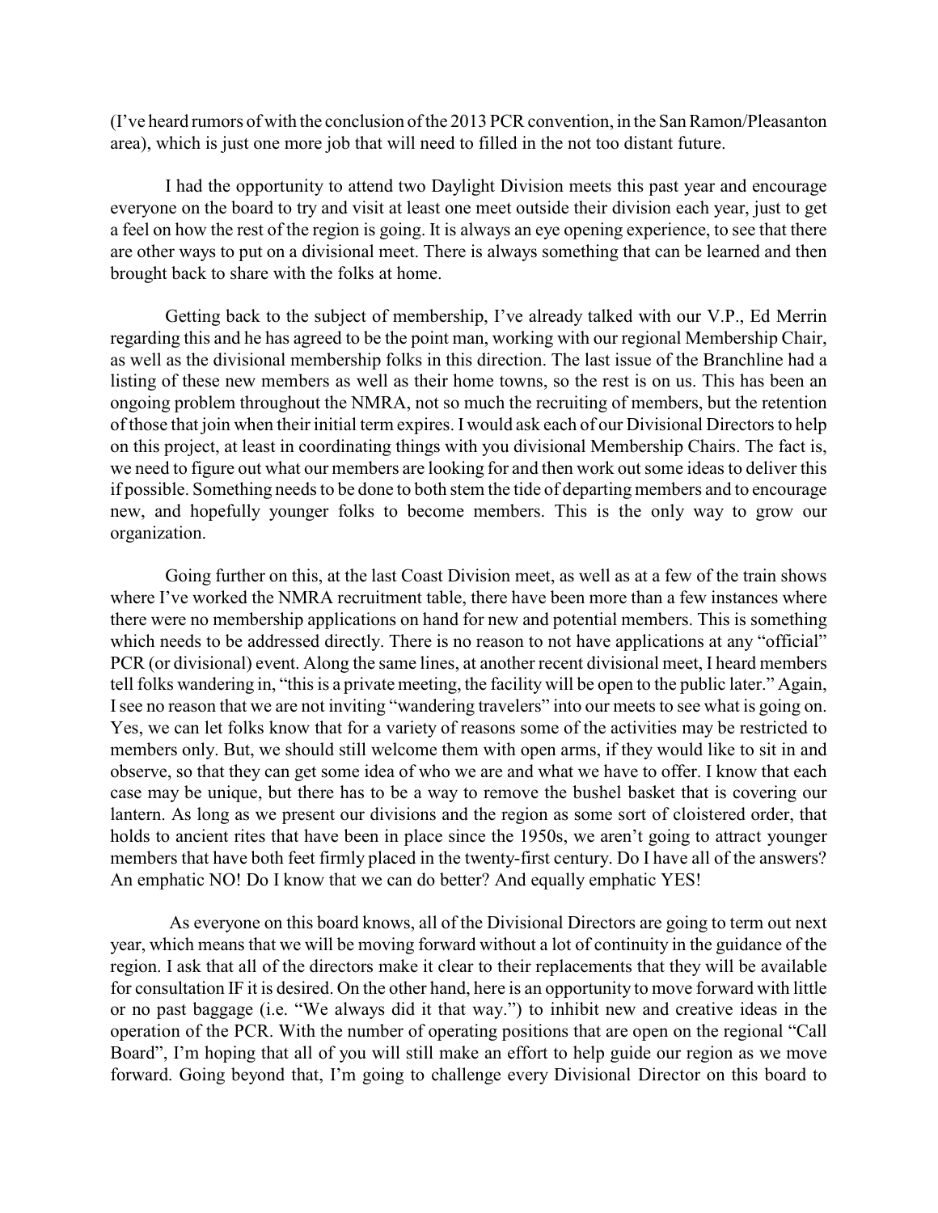(I've heard rumors of with the conclusion of the 2013 PCR convention, in the San Ramon/Pleasanton area), which is just one more job that will need to filled in the not too distant future.

I had the opportunity to attend two Daylight Division meets this past year and encourage everyone on the board to try and visit at least one meet outside their division each year, just to get a feel on how the rest of the region is going. It is always an eye opening experience, to see that there are other ways to put on a divisional meet. There is always something that can be learned and then brought back to share with the folks at home.

Getting back to the subject of membership, I've already talked with our V.P., Ed Merrin regarding this and he has agreed to be the point man, working with our regional Membership Chair, as well as the divisional membership folks in this direction. The last issue of the Branchline had a listing of these new members as well as their home towns, so the rest is on us. This has been an ongoing problem throughout the NMRA, not so much the recruiting of members, but the retention of those that join when their initial term expires. I would ask each of our Divisional Directors to help on this project, at least in coordinating things with you divisional Membership Chairs. The fact is, we need to figure out what our members are looking for and then work out some ideas to deliver this if possible. Something needs to be done to both stem the tide of departing members and to encourage new, and hopefully younger folks to become members. This is the only way to grow our organization.

Going further on this, at the last Coast Division meet, as well as at a few of the train shows where I've worked the NMRA recruitment table, there have been more than a few instances where there were no membership applications on hand for new and potential members. This is something which needs to be addressed directly. There is no reason to not have applications at any "official" PCR (or divisional) event. Along the same lines, at another recent divisional meet, I heard members tell folks wandering in, "this is a private meeting, the facility will be open to the public later." Again, I see no reason that we are not inviting "wandering travelers" into our meets to see what is going on. Yes, we can let folks know that for a variety of reasons some of the activities may be restricted to members only. But, we should still welcome them with open arms, if they would like to sit in and observe, so that they can get some idea of who we are and what we have to offer. I know that each case may be unique, but there has to be a way to remove the bushel basket that is covering our lantern. As long as we present our divisions and the region as some sort of cloistered order, that holds to ancient rites that have been in place since the 1950s, we aren't going to attract younger members that have both feet firmly placed in the twenty-first century. Do I have all of the answers? An emphatic NO! Do I know that we can do better? And equally emphatic YES!

As everyone on this board knows, all of the Divisional Directors are going to term out next year, which means that we will be moving forward without a lot of continuity in the guidance of the region. I ask that all of the directors make it clear to their replacements that they will be available for consultation IF it is desired. On the other hand, here is an opportunity to move forward with little or no past baggage (i.e. "We always did it that way.") to inhibit new and creative ideas in the operation of the PCR. With the number of operating positions that are open on the regional "Call Board", I'm hoping that all of you will still make an effort to help guide our region as we move forward. Going beyond that, I'm going to challenge every Divisional Director on this board to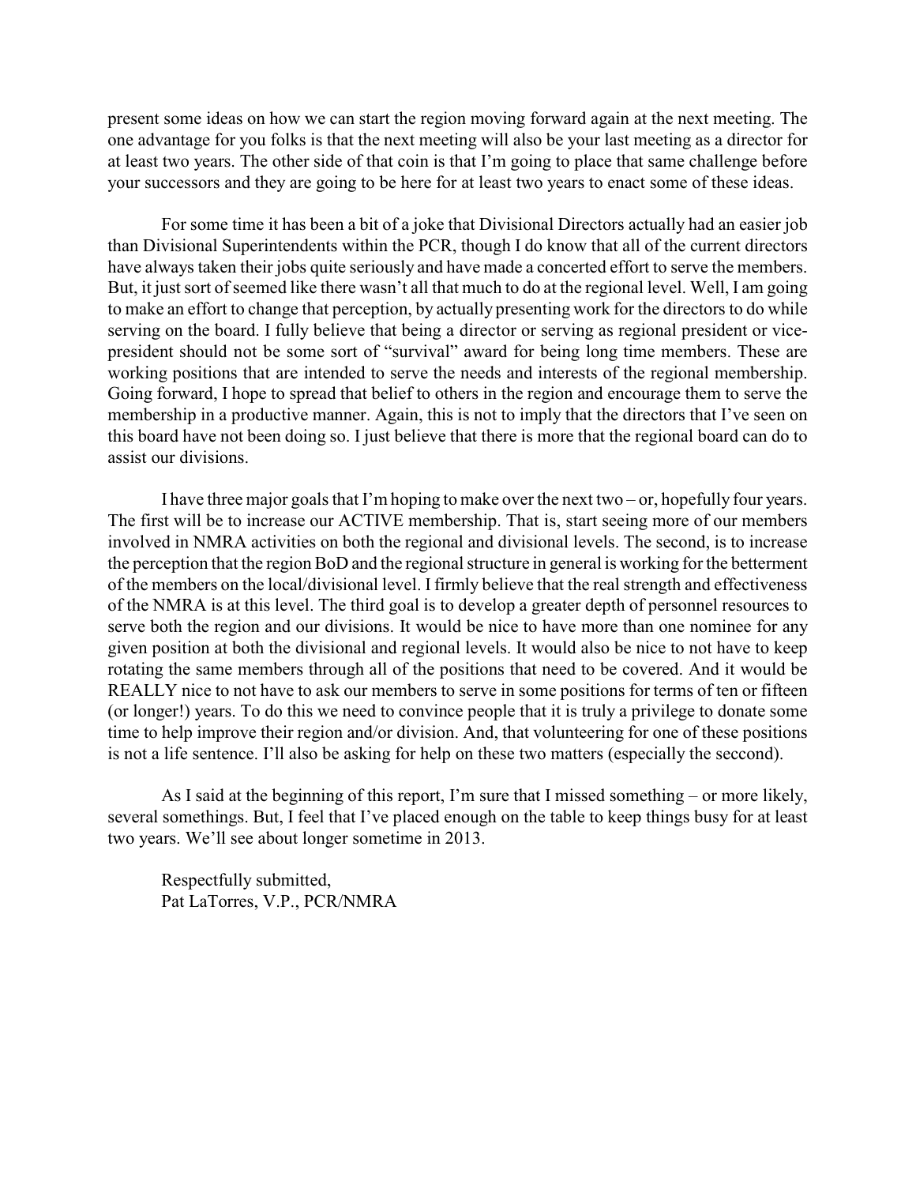present some ideas on how we can start the region moving forward again at the next meeting. The one advantage for you folks is that the next meeting will also be your last meeting as a director for at least two years. The other side of that coin is that I'm going to place that same challenge before your successors and they are going to be here for at least two years to enact some of these ideas.

For some time it has been a bit of a joke that Divisional Directors actually had an easier job than Divisional Superintendents within the PCR, though I do know that all of the current directors have always taken their jobs quite seriously and have made a concerted effort to serve the members. But, it just sort of seemed like there wasn't all that much to do at the regional level. Well, I am going to make an effort to change that perception, by actually presenting work for the directors to do while serving on the board. I fully believe that being a director or serving as regional president or vice-president should not be some sort of "survival" award for being long time members. These are working positions that are intended to serve the needs and interests of the regional membership. Going forward, I hope to spread that belief to others in the region and encourage them to serve the membership in a productive manner. Again, this is not to imply that the directors that I've seen on this board have not been doing so. I just believe that there is more that the regional board can do to assist our divisions.

I have three major goals that I'm hoping to make over the next two – or, hopefully four years. The first will be to increase our ACTIVE membership. That is, start seeing more of our members involved in NMRA activities on both the regional and divisional levels. The second, is to increase the perception that the region BoD and the regional structure in general is working for the betterment of the members on the local/divisional level. I firmly believe that the real strength and effectiveness of the NMRA is at this level. The third goal is to develop a greater depth of personnel resources to serve both the region and our divisions. It would be nice to have more than one nominee for any given position at both the divisional and regional levels. It would also be nice to not have to keep rotating the same members through all of the positions that need to be covered. And it would be REALLY nice to not have to ask our members to serve in some positions for terms of ten or fifteen (or longer!) years. To do this we need to convince people that it is truly a privilege to donate some time to help improve their region and/or division. And, that volunteering for one of these positions is not a life sentence. I'll also be asking for help on these two matters (especially the seccond).

As I said at the beginning of this report, I'm sure that I missed something – or more likely, several somethings. But, I feel that I've placed enough on the table to keep things busy for at least two years. We'll see about longer sometime in 2013.

Respectfully submitted,
Pat LaTorres, V.P., PCR/NMRA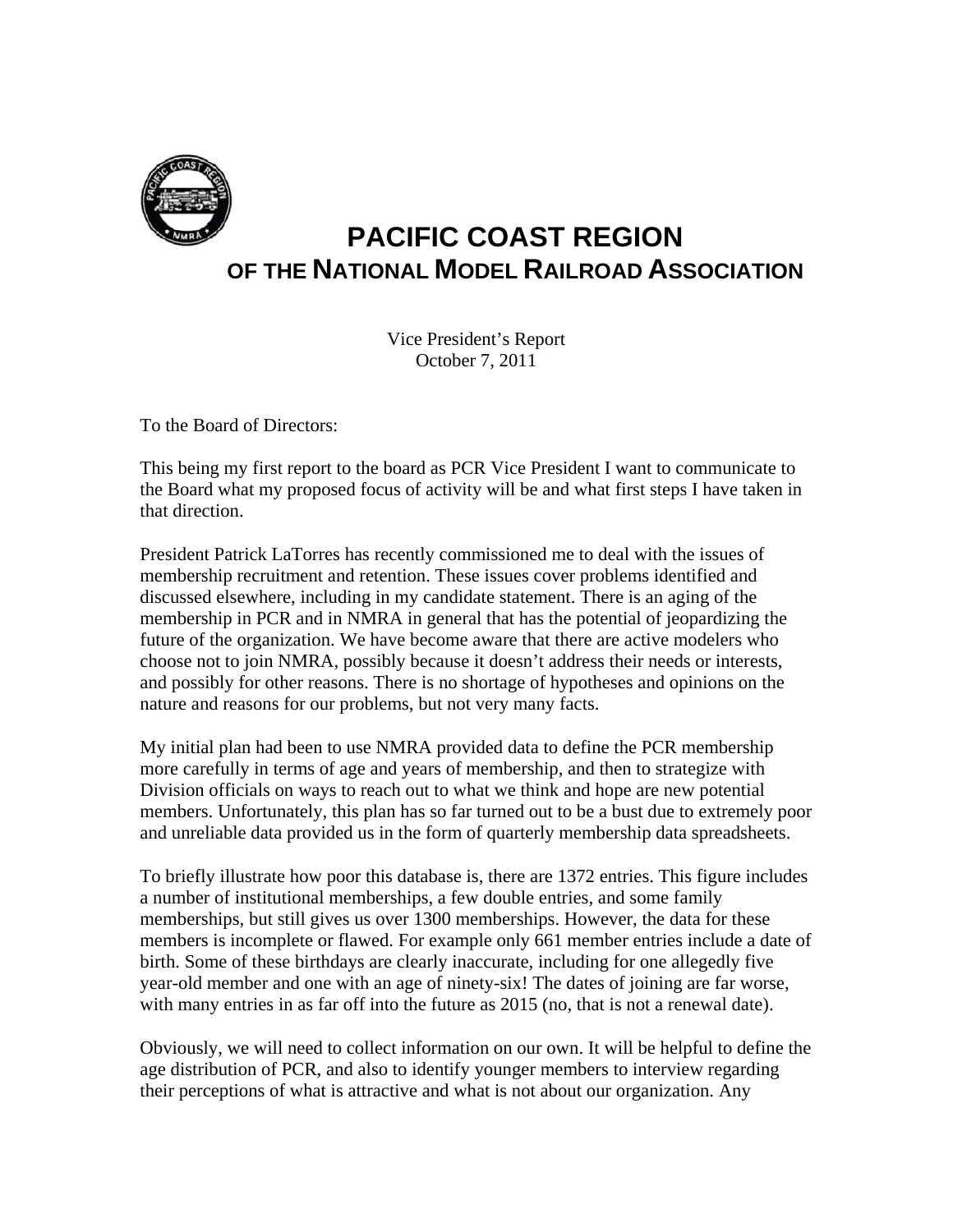# PACIFIC COAST REGION
## OF THE NATIONAL MODEL RAILROAD ASSOCIATION

Vice President's Report
October 7, 2011

To the Board of Directors:

This being my first report to the board as PCR Vice President I want to communicate to the Board what my proposed focus of activity will be and what first steps I have taken in that direction.

President Patrick LaTorres has recently commissioned me to deal with the issues of membership recruitment and retention. These issues cover problems identified and discussed elsewhere, including in my candidate statement. There is an aging of the membership in PCR and in NMRA in general that has the potential of jeopardizing the future of the organization. We have become aware that there are active modelers who choose not to join NMRA, possibly because it doesn't address their needs or interests, and possibly for other reasons. There is no shortage of hypotheses and opinions on the nature and reasons for our problems, but not very many facts.

My initial plan had been to use NMRA provided data to define the PCR membership more carefully in terms of age and years of membership, and then to strategize with Division officials on ways to reach out to what we think and hope are new potential members. Unfortunately, this plan has so far turned out to be a bust due to extremely poor and unreliable data provided us in the form of quarterly membership data spreadsheets.

To briefly illustrate how poor this database is, there are 1372 entries. This figure includes a number of institutional memberships, a few double entries, and some family memberships, but still gives us over 1300 memberships. However, the data for these members is incomplete or flawed. For example only 661 member entries include a date of birth. Some of these birthdays are clearly inaccurate, including for one allegedly five year-old member and one with an age of ninety-six! The dates of joining are far worse, with many entries in as far off into the future as 2015 (no, that is not a renewal date).

Obviously, we will need to collect information on our own. It will be helpful to define the age distribution of PCR, and also to identify younger members to interview regarding their perceptions of what is attractive and what is not about our organization. Any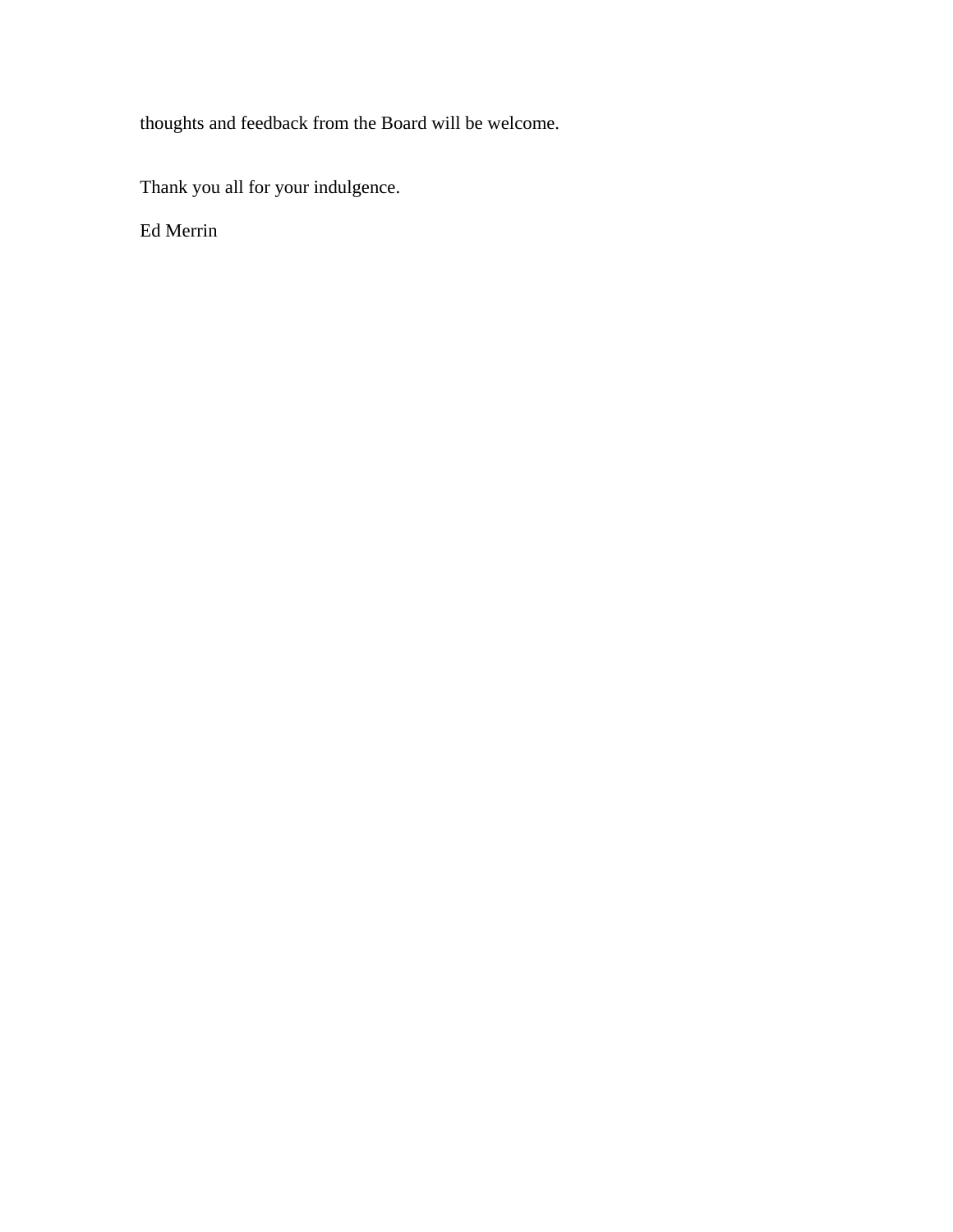thoughts and feedback from the Board will be welcome.

Thank you all for your indulgence.

Ed Merrin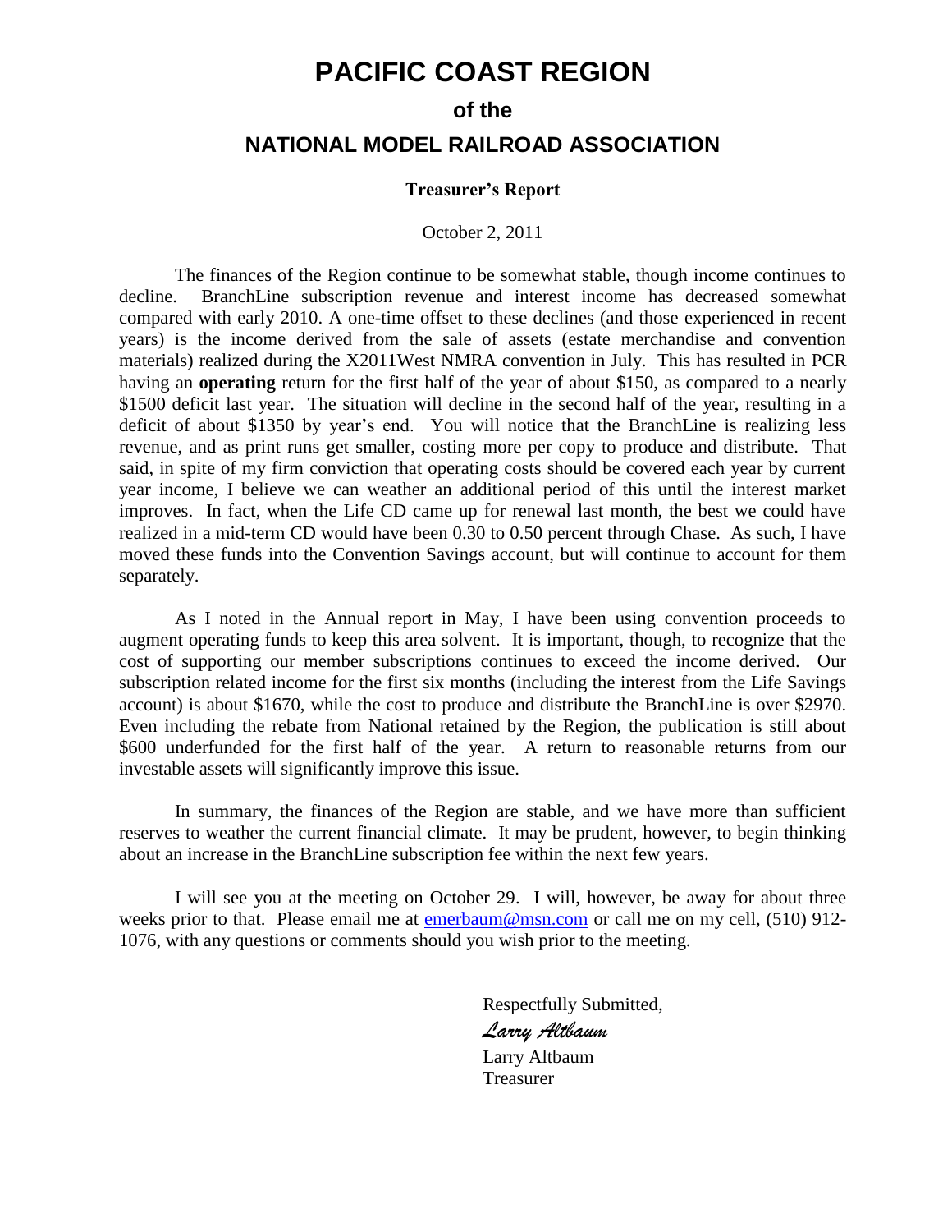# PACIFIC COAST REGION

## of the

## NATIONAL MODEL RAILROAD ASSOCIATION

### Treasurer's Report

October 2, 2011

The finances of the Region continue to be somewhat stable, though income continues to decline. BranchLine subscription revenue and interest income has decreased somewhat compared with early 2010. A one-time offset to these declines (and those experienced in recent years) is the income derived from the sale of assets (estate merchandise and convention materials) realized during the X2011West NMRA convention in July. This has resulted in PCR having an **operating** return for the first half of the year of about $150, as compared to a nearly $1500 deficit last year. The situation will decline in the second half of the year, resulting in a deficit of about $1350 by year's end. You will notice that the BranchLine is realizing less revenue, and as print runs get smaller, costing more per copy to produce and distribute. That said, in spite of my firm conviction that operating costs should be covered each year by current year income, I believe we can weather an additional period of this until the interest market improves. In fact, when the Life CD came up for renewal last month, the best we could have realized in a mid-term CD would have been 0.30 to 0.50 percent through Chase. As such, I have moved these funds into the Convention Savings account, but will continue to account for them separately.

As I noted in the Annual report in May, I have been using convention proceeds to augment operating funds to keep this area solvent. It is important, though, to recognize that the cost of supporting our member subscriptions continues to exceed the income derived. Our subscription related income for the first six months (including the interest from the Life Savings account) is about $1670, while the cost to produce and distribute the BranchLine is over $2970. Even including the rebate from National retained by the Region, the publication is still about $600 underfunded for the first half of the year. A return to reasonable returns from our investable assets will significantly improve this issue.

In summary, the finances of the Region are stable, and we have more than sufficient reserves to weather the current financial climate. It may be prudent, however, to begin thinking about an increase in the BranchLine subscription fee within the next few years.

I will see you at the meeting on October 29. I will, however, be away for about three weeks prior to that. Please email me at emerbaum@msn.com or call me on my cell, (510) 912-1076, with any questions or comments should you wish prior to the meeting.

Respectfully Submitted,

*Larry Altbaum*

Larry Altbaum
Treasurer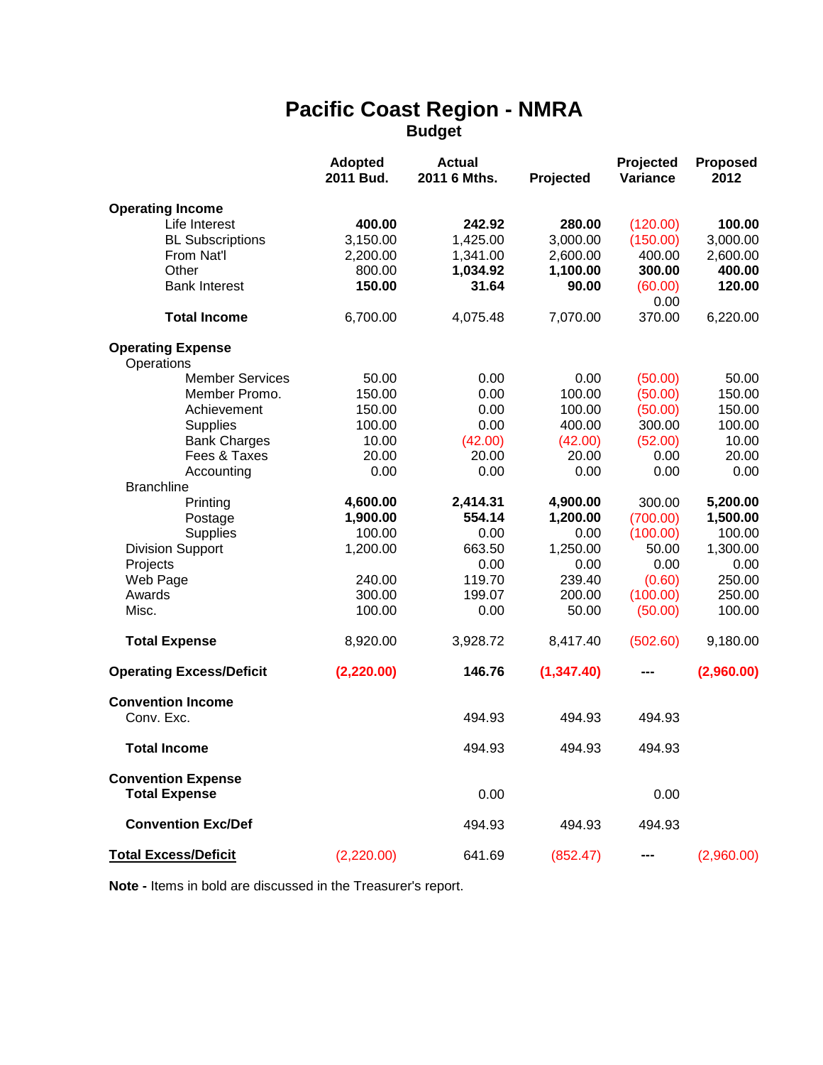# Pacific Coast Region - NMRA

## Budget

| | Adopted 2011 Bud. | Actual 2011 6 Mths. | Projected | Projected Variance | Proposed 2012 |
|---|---|---|---|---|---|
| **Operating Income** | | | | | |
| Life Interest | **400.00** | **242.92** | **280.00** | (120.00) | **100.00** |
| BL Subscriptions | 3,150.00 | 1,425.00 | 3,000.00 | (150.00) | 3,000.00 |
| From Nat'l | 2,200.00 | 1,341.00 | 2,600.00 | 400.00 | 2,600.00 |
| Other | 800.00 | **1,034.92** | **1,100.00** | **300.00** | **400.00** |
| Bank Interest | **150.00** | **31.64** | **90.00** | (60.00) | **120.00** |
| | | | | 0.00 | |
| **Total Income** | 6,700.00 | 4,075.48 | 7,070.00 | 370.00 | 6,220.00 |
| **Operating Expense** | | | | | |
| Operations | | | | | |
| Member Services | 50.00 | 0.00 | 0.00 | (50.00) | 50.00 |
| Member Promo. | 150.00 | 0.00 | 100.00 | (50.00) | 150.00 |
| Achievement | 150.00 | 0.00 | 100.00 | (50.00) | 150.00 |
| Supplies | 100.00 | 0.00 | 400.00 | 300.00 | 100.00 |
| Bank Charges | 10.00 | (42.00) | (42.00) | (52.00) | 10.00 |
| Fees & Taxes | 20.00 | 20.00 | 20.00 | 0.00 | 20.00 |
| Accounting | 0.00 | 0.00 | 0.00 | 0.00 | 0.00 |
| Branchline | | | | | |
| Printing | **4,600.00** | **2,414.31** | **4,900.00** | 300.00 | **5,200.00** |
| Postage | **1,900.00** | **554.14** | **1,200.00** | (700.00) | **1,500.00** |
| Supplies | 100.00 | 0.00 | 0.00 | (100.00) | 100.00 |
| Division Support | 1,200.00 | 663.50 | 1,250.00 | 50.00 | 1,300.00 |
| Projects | | 0.00 | 0.00 | 0.00 | 0.00 |
| Web Page | 240.00 | 119.70 | 239.40 | (0.60) | 250.00 |
| Awards | 300.00 | 199.07 | 200.00 | (100.00) | 250.00 |
| Misc. | 100.00 | 0.00 | 50.00 | (50.00) | 100.00 |
| **Total Expense** | 8,920.00 | 3,928.72 | 8,417.40 | (502.60) | 9,180.00 |
| **Operating Excess/Deficit** | **(2,220.00)** | **146.76** | **(1,347.40)** | **---** | **(2,960.00)** |
| **Convention Income** | | | | | |
| Conv. Exc. | | 494.93 | 494.93 | 494.93 | |
| **Total Income** | | 494.93 | 494.93 | 494.93 | |
| **Convention Expense** | | | | | |
| **Total Expense** | | 0.00 | | 0.00 | |
| **Convention Exc/Def** | | 494.93 | 494.93 | 494.93 | |
| **Total Excess/Deficit** | (2,220.00) | 641.69 | (852.47) | **---** | (2,960.00) |

**Note -** Items in bold are discussed in the Treasurer's report.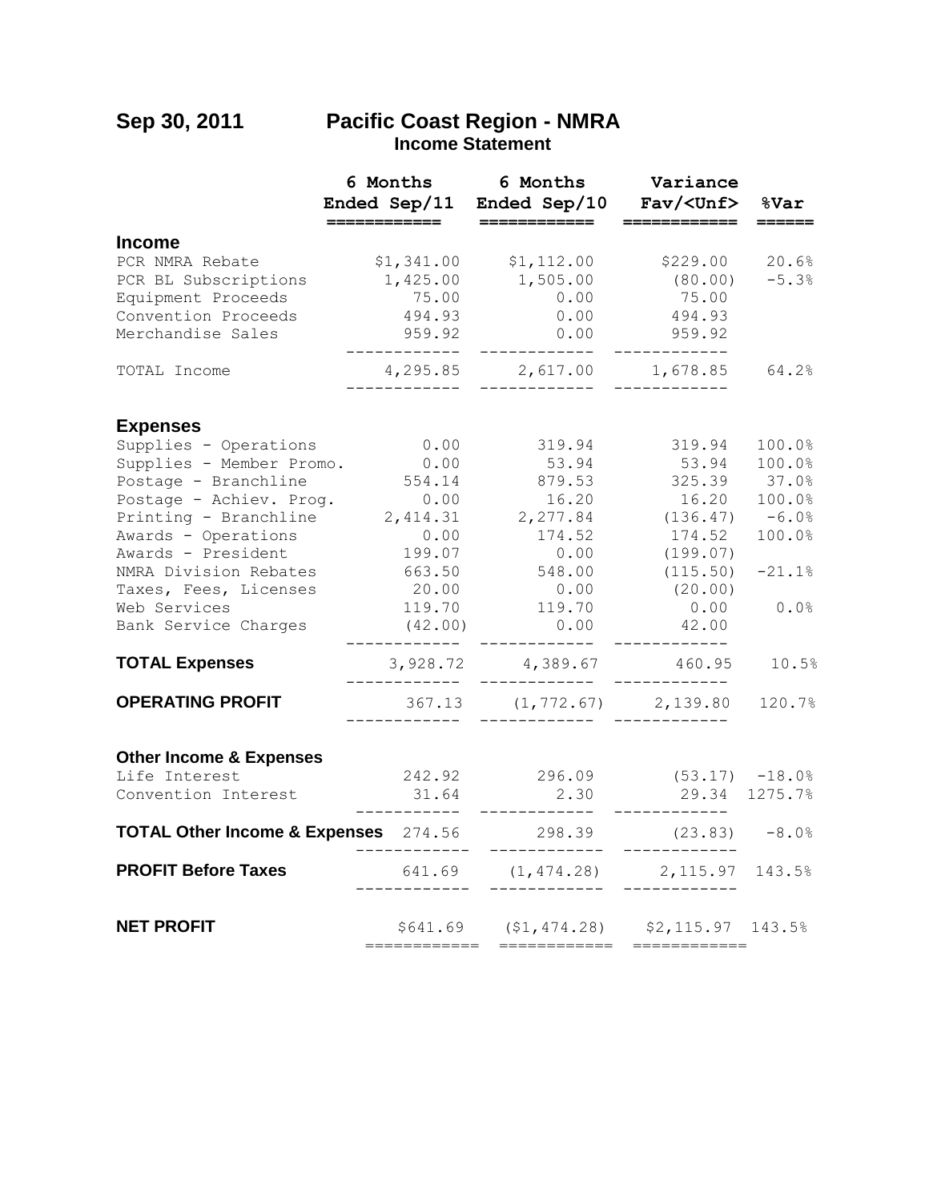**Sep 30, 2011**

# Pacific Coast Region - NMRA

## Income Statement

| | 6 Months Ended Sep/11 | 6 Months Ended Sep/10 | Variance Fav/<Unf> | %Var |
|---|---|---|---|---|
| **Income** | | | | |
| PCR NMRA Rebate | $1,341.00 | $1,112.00 | $229.00 | 20.6% |
| PCR BL Subscriptions | 1,425.00 | 1,505.00 | (80.00) | -5.3% |
| Equipment Proceeds | 75.00 | 0.00 | 75.00 | |
| Convention Proceeds | 494.93 | 0.00 | 494.93 | |
| Merchandise Sales | 959.92 | 0.00 | 959.92 | |
| TOTAL Income | 4,295.85 | 2,617.00 | 1,678.85 | 64.2% |
| **Expenses** | | | | |
| Supplies - Operations | 0.00 | 319.94 | 319.94 | 100.0% |
| Supplies - Member Promo. | 0.00 | 53.94 | 53.94 | 100.0% |
| Postage - Branchline | 554.14 | 879.53 | 325.39 | 37.0% |
| Postage - Achiev. Prog. | 0.00 | 16.20 | 16.20 | 100.0% |
| Printing - Branchline | 2,414.31 | 2,277.84 | (136.47) | -6.0% |
| Awards - Operations | 0.00 | 174.52 | 174.52 | 100.0% |
| Awards - President | 199.07 | 0.00 | (199.07) | |
| NMRA Division Rebates | 663.50 | 548.00 | (115.50) | -21.1% |
| Taxes, Fees, Licenses | 20.00 | 0.00 | (20.00) | |
| Web Services | 119.70 | 119.70 | 0.00 | 0.0% |
| Bank Service Charges | (42.00) | 0.00 | 42.00 | |
| **TOTAL Expenses** | 3,928.72 | 4,389.67 | 460.95 | 10.5% |
| **OPERATING PROFIT** | 367.13 | (1,772.67) | 2,139.80 | 120.7% |
| **Other Income & Expenses** | | | | |
| Life Interest | 242.92 | 296.09 | (53.17) | -18.0% |
| Convention Interest | 31.64 | 2.30 | 29.34 | 1275.7% |
| **TOTAL Other Income & Expenses** | 274.56 | 298.39 | (23.83) | -8.0% |
| **PROFIT Before Taxes** | 641.69 | (1,474.28) | 2,115.97 | 143.5% |
| **NET PROFIT** | $641.69 | ($1,474.28) | $2,115.97 | 143.5% |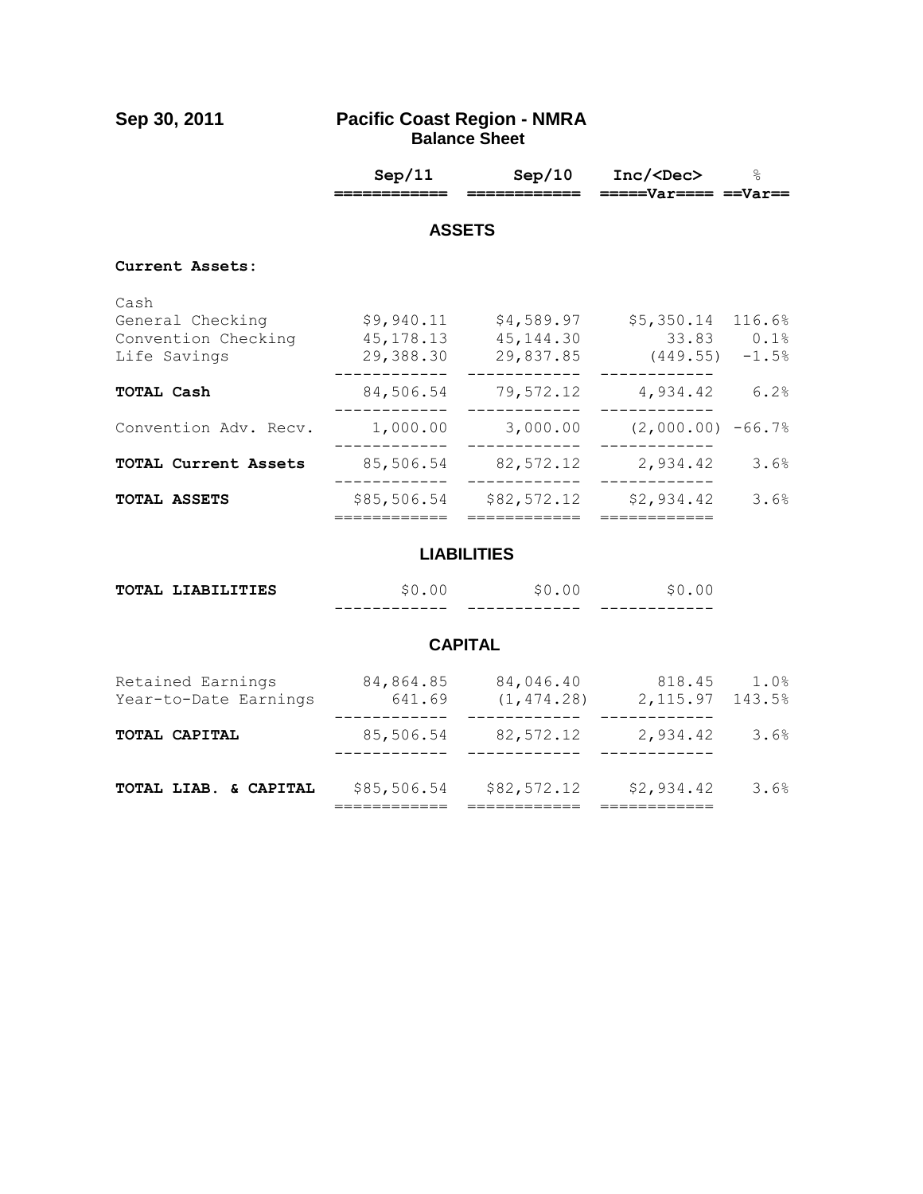**Sep 30, 2011**

# Pacific Coast Region - NMRA

## Balance Sheet

| | Sep/11 | Sep/10 | Inc/<Dec> Var | % Var |
|---|---|---|---|---|
| **ASSETS** | | | | |
| **Current Assets:** | | | | |
| Cash | | | | |
| General Checking | $9,940.11 | $4,589.97 | $5,350.14 | 116.6% |
| Convention Checking | 45,178.13 | 45,144.30 | 33.83 | 0.1% |
| Life Savings | 29,388.30 | 29,837.85 | (449.55) | -1.5% |
| **TOTAL Cash** | 84,506.54 | 79,572.12 | 4,934.42 | 6.2% |
| Convention Adv. Recv. | 1,000.00 | 3,000.00 | (2,000.00) | -66.7% |
| **TOTAL Current Assets** | 85,506.54 | 82,572.12 | 2,934.42 | 3.6% |
| **TOTAL ASSETS** | $85,506.54 | $82,572.12 | $2,934.42 | 3.6% |
| **LIABILITIES** | | | | |
| **TOTAL LIABILITIES** | $0.00 | $0.00 | $0.00 | |
| **CAPITAL** | | | | |
| Retained Earnings | 84,864.85 | 84,046.40 | 818.45 | 1.0% |
| Year-to-Date Earnings | 641.69 | (1,474.28) | 2,115.97 | 143.5% |
| **TOTAL CAPITAL** | 85,506.54 | 82,572.12 | 2,934.42 | 3.6% |
| **TOTAL LIAB. & CAPITAL** | $85,506.54 | $82,572.12 | $2,934.42 | 3.6% |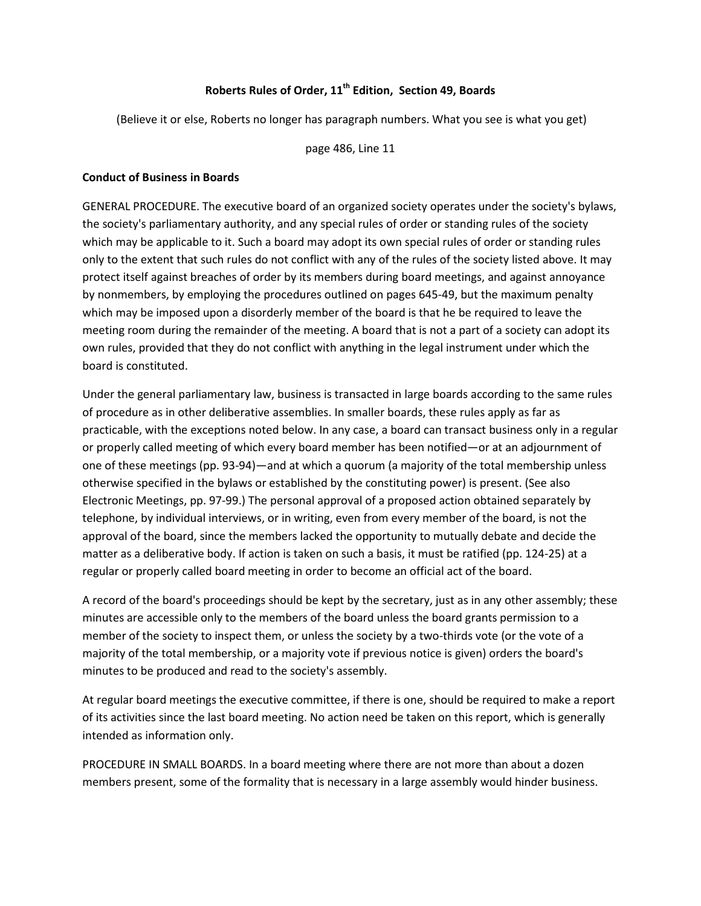**Roberts Rules of Order, 11th Edition, Section 49, Boards**

(Believe it or else, Roberts no longer has paragraph numbers. What you see is what you get)

page 486, Line 11

**Conduct of Business in Boards**

GENERAL PROCEDURE. The executive board of an organized society operates under the society's bylaws, the society's parliamentary authority, and any special rules of order or standing rules of the society which may be applicable to it. Such a board may adopt its own special rules of order or standing rules only to the extent that such rules do not conflict with any of the rules of the society listed above. It may protect itself against breaches of order by its members during board meetings, and against annoyance by nonmembers, by employing the procedures outlined on pages 645-49, but the maximum penalty which may be imposed upon a disorderly member of the board is that he be required to leave the meeting room during the remainder of the meeting. A board that is not a part of a society can adopt its own rules, provided that they do not conflict with anything in the legal instrument under which the board is constituted.

Under the general parliamentary law, business is transacted in large boards according to the same rules of procedure as in other deliberative assemblies. In smaller boards, these rules apply as far as practicable, with the exceptions noted below. In any case, a board can transact business only in a regular or properly called meeting of which every board member has been notified—or at an adjournment of one of these meetings (pp. 93-94)—and at which a quorum (a majority of the total membership unless otherwise specified in the bylaws or established by the constituting power) is present. (See also Electronic Meetings, pp. 97-99.) The personal approval of a proposed action obtained separately by telephone, by individual interviews, or in writing, even from every member of the board, is not the approval of the board, since the members lacked the opportunity to mutually debate and decide the matter as a deliberative body. If action is taken on such a basis, it must be ratified (pp. 124-25) at a regular or properly called board meeting in order to become an official act of the board.

A record of the board's proceedings should be kept by the secretary, just as in any other assembly; these minutes are accessible only to the members of the board unless the board grants permission to a member of the society to inspect them, or unless the society by a two-thirds vote (or the vote of a majority of the total membership, or a majority vote if previous notice is given) orders the board's minutes to be produced and read to the society's assembly.

At regular board meetings the executive committee, if there is one, should be required to make a report of its activities since the last board meeting. No action need be taken on this report, which is generally intended as information only.

PROCEDURE IN SMALL BOARDS. In a board meeting where there are not more than about a dozen members present, some of the formality that is necessary in a large assembly would hinder business.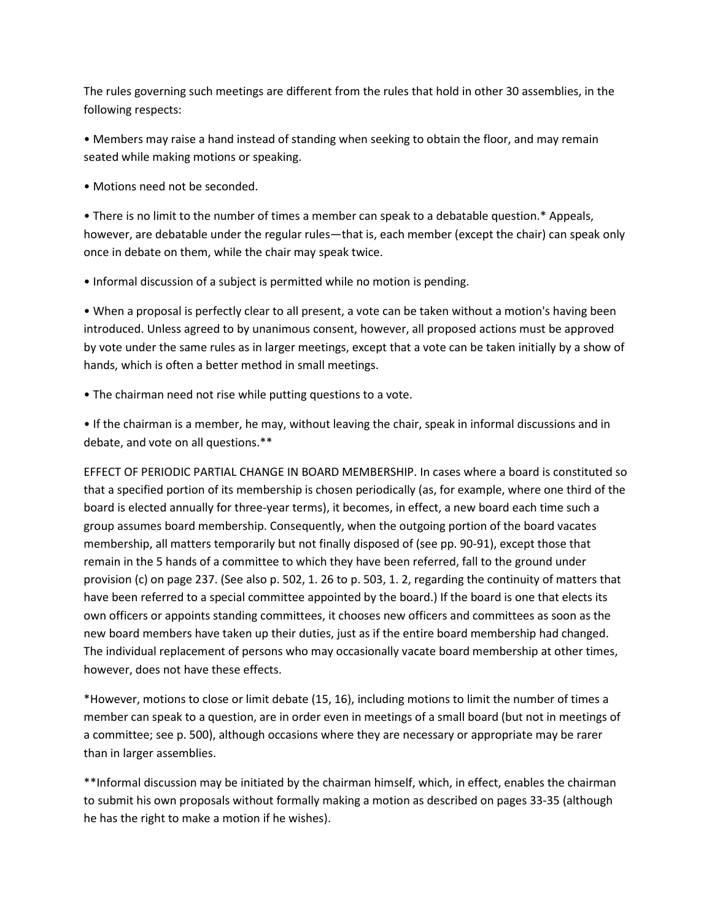The rules governing such meetings are different from the rules that hold in other 30 assemblies, in the following respects:

- Members may raise a hand instead of standing when seeking to obtain the floor, and may remain seated while making motions or speaking.
- Motions need not be seconded.
- There is no limit to the number of times a member can speak to a debatable question.* Appeals, however, are debatable under the regular rules—that is, each member (except the chair) can speak only once in debate on them, while the chair may speak twice.
- Informal discussion of a subject is permitted while no motion is pending.
- When a proposal is perfectly clear to all present, a vote can be taken without a motion's having been introduced. Unless agreed to by unanimous consent, however, all proposed actions must be approved by vote under the same rules as in larger meetings, except that a vote can be taken initially by a show of hands, which is often a better method in small meetings.
- The chairman need not rise while putting questions to a vote.
- If the chairman is a member, he may, without leaving the chair, speak in informal discussions and in debate, and vote on all questions.**

EFFECT OF PERIODIC PARTIAL CHANGE IN BOARD MEMBERSHIP. In cases where a board is constituted so that a specified portion of its membership is chosen periodically (as, for example, where one third of the board is elected annually for three-year terms), it becomes, in effect, a new board each time such a group assumes board membership. Consequently, when the outgoing portion of the board vacates membership, all matters temporarily but not finally disposed of (see pp. 90-91), except those that remain in the 5 hands of a committee to which they have been referred, fall to the ground under provision (c) on page 237. (See also p. 502, 1. 26 to p. 503, 1. 2, regarding the continuity of matters that have been referred to a special committee appointed by the board.) If the board is one that elects its own officers or appoints standing committees, it chooses new officers and committees as soon as the new board members have taken up their duties, just as if the entire board membership had changed. The individual replacement of persons who may occasionally vacate board membership at other times, however, does not have these effects.

*However, motions to close or limit debate (15, 16), including motions to limit the number of times a member can speak to a question, are in order even in meetings of a small board (but not in meetings of a committee; see p. 500), although occasions where they are necessary or appropriate may be rarer than in larger assemblies.

**Informal discussion may be initiated by the chairman himself, which, in effect, enables the chairman to submit his own proposals without formally making a motion as described on pages 33-35 (although he has the right to make a motion if he wishes).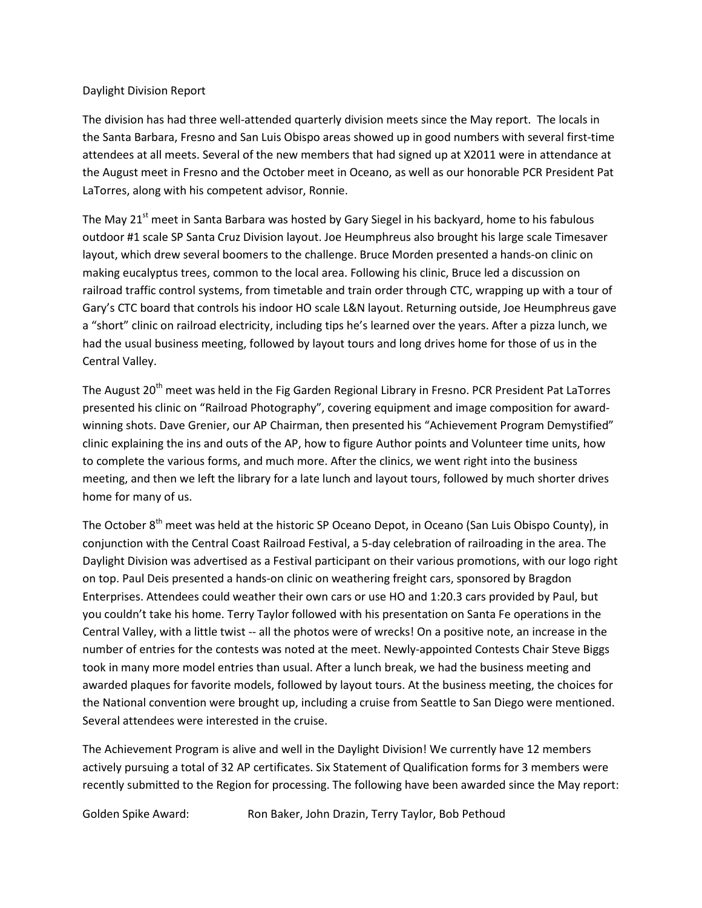Daylight Division Report

The division has had three well-attended quarterly division meets since the May report. The locals in the Santa Barbara, Fresno and San Luis Obispo areas showed up in good numbers with several first-time attendees at all meets. Several of the new members that had signed up at X2011 were in attendance at the August meet in Fresno and the October meet in Oceano, as well as our honorable PCR President Pat LaTorres, along with his competent advisor, Ronnie.

The May 21st meet in Santa Barbara was hosted by Gary Siegel in his backyard, home to his fabulous outdoor #1 scale SP Santa Cruz Division layout. Joe Heumphreus also brought his large scale Timesaver layout, which drew several boomers to the challenge. Bruce Morden presented a hands-on clinic on making eucalyptus trees, common to the local area. Following his clinic, Bruce led a discussion on railroad traffic control systems, from timetable and train order through CTC, wrapping up with a tour of Gary's CTC board that controls his indoor HO scale L&N layout. Returning outside, Joe Heumphreus gave a "short" clinic on railroad electricity, including tips he's learned over the years. After a pizza lunch, we had the usual business meeting, followed by layout tours and long drives home for those of us in the Central Valley.

The August 20th meet was held in the Fig Garden Regional Library in Fresno. PCR President Pat LaTorres presented his clinic on "Railroad Photography", covering equipment and image composition for award-winning shots. Dave Grenier, our AP Chairman, then presented his "Achievement Program Demystified" clinic explaining the ins and outs of the AP, how to figure Author points and Volunteer time units, how to complete the various forms, and much more. After the clinics, we went right into the business meeting, and then we left the library for a late lunch and layout tours, followed by much shorter drives home for many of us.

The October 8th meet was held at the historic SP Oceano Depot, in Oceano (San Luis Obispo County), in conjunction with the Central Coast Railroad Festival, a 5-day celebration of railroading in the area. The Daylight Division was advertised as a Festival participant on their various promotions, with our logo right on top. Paul Deis presented a hands-on clinic on weathering freight cars, sponsored by Bragdon Enterprises. Attendees could weather their own cars or use HO and 1:20.3 cars provided by Paul, but you couldn't take his home. Terry Taylor followed with his presentation on Santa Fe operations in the Central Valley, with a little twist -- all the photos were of wrecks! On a positive note, an increase in the number of entries for the contests was noted at the meet. Newly-appointed Contests Chair Steve Biggs took in many more model entries than usual. After a lunch break, we had the business meeting and awarded plaques for favorite models, followed by layout tours. At the business meeting, the choices for the National convention were brought up, including a cruise from Seattle to San Diego were mentioned. Several attendees were interested in the cruise.

The Achievement Program is alive and well in the Daylight Division! We currently have 12 members actively pursuing a total of 32 AP certificates. Six Statement of Qualification forms for 3 members were recently submitted to the Region for processing. The following have been awarded since the May report:

Golden Spike Award: Ron Baker, John Drazin, Terry Taylor, Bob Pethoud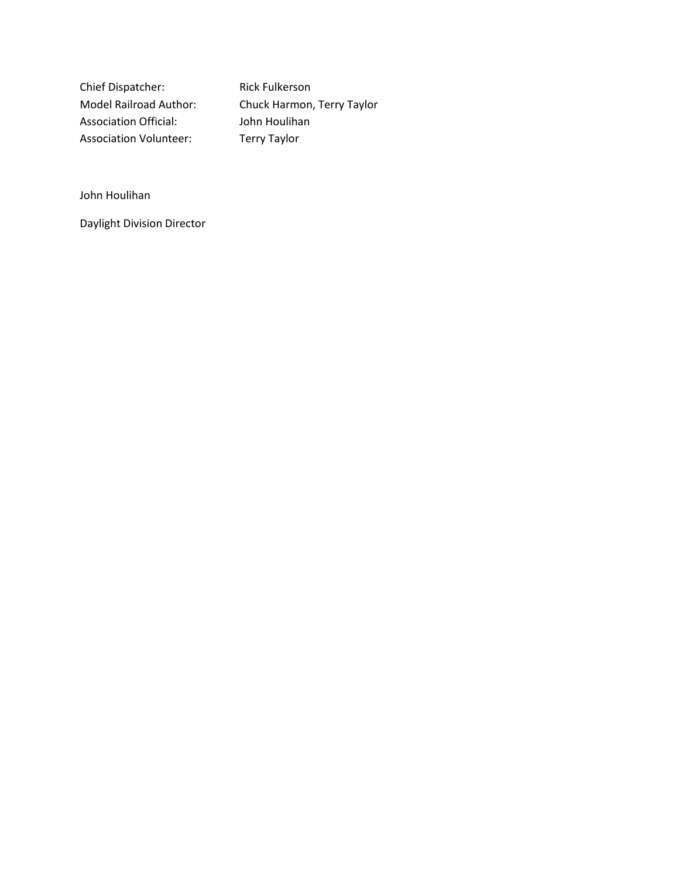| | |
|---|---|
| Chief Dispatcher: | Rick Fulkerson |
| Model Railroad Author: | Chuck Harmon, Terry Taylor |
| Association Official: | John Houlihan |
| Association Volunteer: | Terry Taylor |

John Houlihan

Daylight Division Director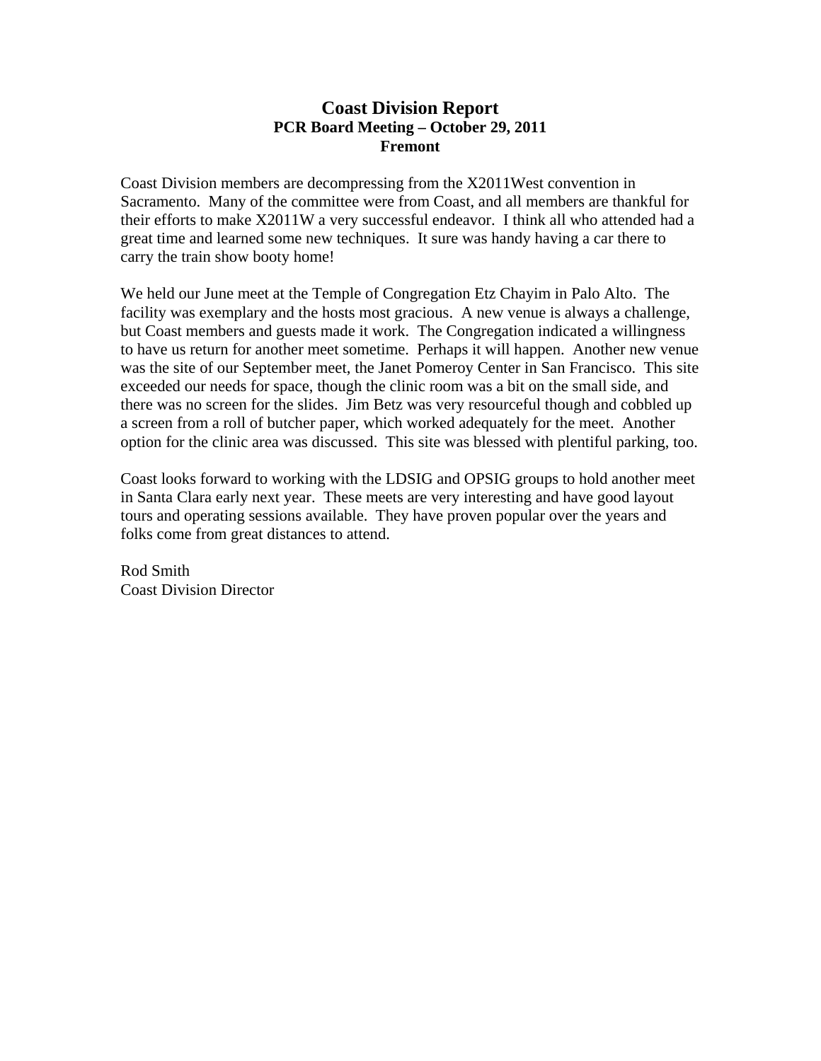# Coast Division Report

**PCR Board Meeting – October 29, 2011**

**Fremont**

Coast Division members are decompressing from the X2011West convention in Sacramento. Many of the committee were from Coast, and all members are thankful for their efforts to make X2011W a very successful endeavor. I think all who attended had a great time and learned some new techniques. It sure was handy having a car there to carry the train show booty home!

We held our June meet at the Temple of Congregation Etz Chayim in Palo Alto. The facility was exemplary and the hosts most gracious. A new venue is always a challenge, but Coast members and guests made it work. The Congregation indicated a willingness to have us return for another meet sometime. Perhaps it will happen. Another new venue was the site of our September meet, the Janet Pomeroy Center in San Francisco. This site exceeded our needs for space, though the clinic room was a bit on the small side, and there was no screen for the slides. Jim Betz was very resourceful though and cobbled up a screen from a roll of butcher paper, which worked adequately for the meet. Another option for the clinic area was discussed. This site was blessed with plentiful parking, too.

Coast looks forward to working with the LDSIG and OPSIG groups to hold another meet in Santa Clara early next year. These meets are very interesting and have good layout tours and operating sessions available. They have proven popular over the years and folks come from great distances to attend.

Rod Smith  
Coast Division Director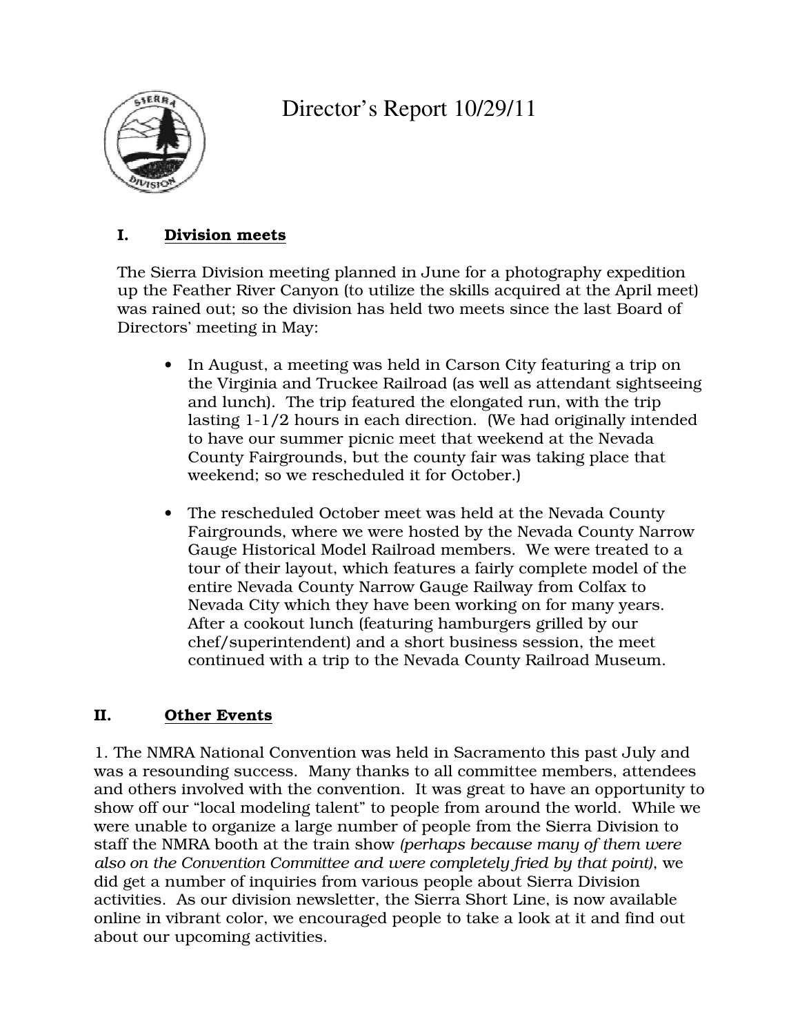# Director's Report 10/29/11

## I. Division meets

The Sierra Division meeting planned in June for a photography expedition up the Feather River Canyon (to utilize the skills acquired at the April meet) was rained out; so the division has held two meets since the last Board of Directors' meeting in May:

- In August, a meeting was held in Carson City featuring a trip on the Virginia and Truckee Railroad (as well as attendant sightseeing and lunch). The trip featured the elongated run, with the trip lasting 1-1/2 hours in each direction. (We had originally intended to have our summer picnic meet that weekend at the Nevada County Fairgrounds, but the county fair was taking place that weekend; so we rescheduled it for October.)

- The rescheduled October meet was held at the Nevada County Fairgrounds, where we were hosted by the Nevada County Narrow Gauge Historical Model Railroad members. We were treated to a tour of their layout, which features a fairly complete model of the entire Nevada County Narrow Gauge Railway from Colfax to Nevada City which they have been working on for many years. After a cookout lunch (featuring hamburgers grilled by our chef/superintendent) and a short business session, the meet continued with a trip to the Nevada County Railroad Museum.

## II. Other Events

1. The NMRA National Convention was held in Sacramento this past July and was a resounding success. Many thanks to all committee members, attendees and others involved with the convention. It was great to have an opportunity to show off our "local modeling talent" to people from around the world. While we were unable to organize a large number of people from the Sierra Division to staff the NMRA booth at the train show *(perhaps because many of them were also on the Convention Committee and were completely fried by that point)*, we did get a number of inquiries from various people about Sierra Division activities. As our division newsletter, the Sierra Short Line, is now available online in vibrant color, we encouraged people to take a look at it and find out about our upcoming activities.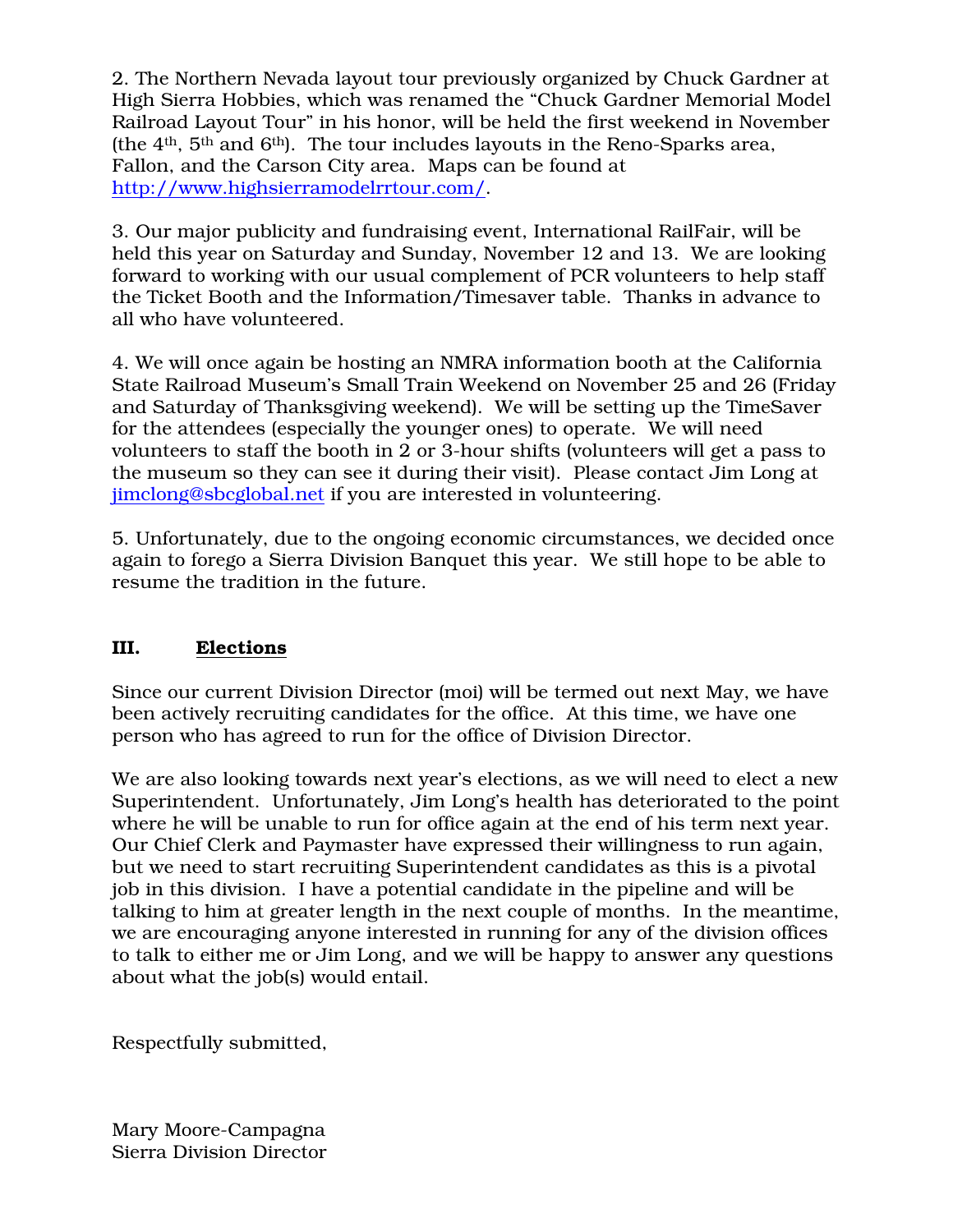2. The Northern Nevada layout tour previously organized by Chuck Gardner at High Sierra Hobbies, which was renamed the "Chuck Gardner Memorial Model Railroad Layout Tour" in his honor, will be held the first weekend in November (the 4th, 5th and 6th). The tour includes layouts in the Reno-Sparks area, Fallon, and the Carson City area. Maps can be found at http://www.highsierramodelrrtour.com/.

3. Our major publicity and fundraising event, International RailFair, will be held this year on Saturday and Sunday, November 12 and 13. We are looking forward to working with our usual complement of PCR volunteers to help staff the Ticket Booth and the Information/Timesaver table. Thanks in advance to all who have volunteered.

4. We will once again be hosting an NMRA information booth at the California State Railroad Museum's Small Train Weekend on November 25 and 26 (Friday and Saturday of Thanksgiving weekend). We will be setting up the TimeSaver for the attendees (especially the younger ones) to operate. We will need volunteers to staff the booth in 2 or 3-hour shifts (volunteers will get a pass to the museum so they can see it during their visit). Please contact Jim Long at jimclong@sbcglobal.net if you are interested in volunteering.

5. Unfortunately, due to the ongoing economic circumstances, we decided once again to forego a Sierra Division Banquet this year. We still hope to be able to resume the tradition in the future.

## III. Elections

Since our current Division Director (moi) will be termed out next May, we have been actively recruiting candidates for the office. At this time, we have one person who has agreed to run for the office of Division Director.

We are also looking towards next year's elections, as we will need to elect a new Superintendent. Unfortunately, Jim Long's health has deteriorated to the point where he will be unable to run for office again at the end of his term next year. Our Chief Clerk and Paymaster have expressed their willingness to run again, but we need to start recruiting Superintendent candidates as this is a pivotal job in this division. I have a potential candidate in the pipeline and will be talking to him at greater length in the next couple of months. In the meantime, we are encouraging anyone interested in running for any of the division offices to talk to either me or Jim Long, and we will be happy to answer any questions about what the job(s) would entail.

Respectfully submitted,

Mary Moore-Campagna
Sierra Division Director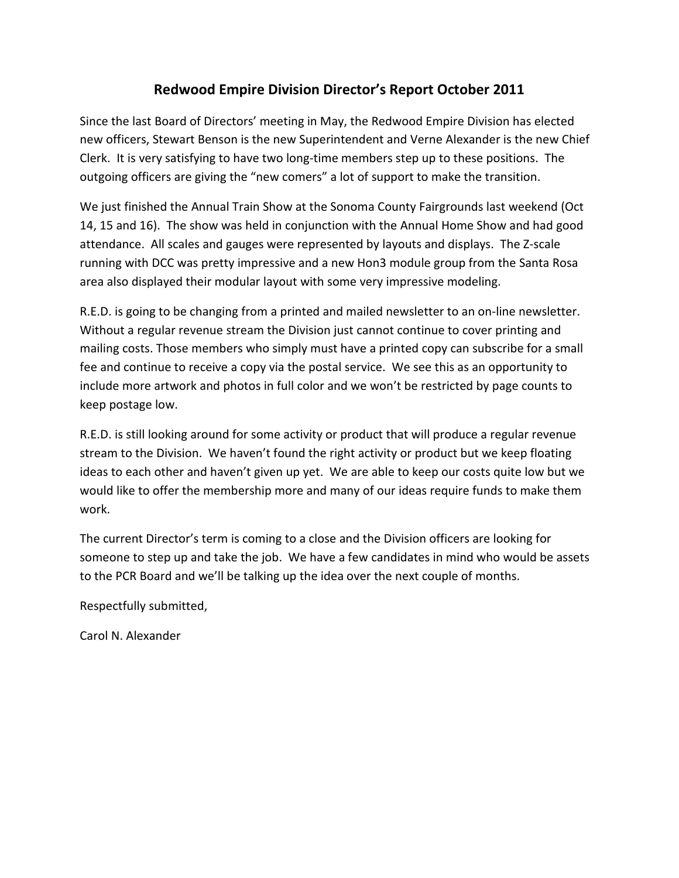# Redwood Empire Division Director's Report October 2011

Since the last Board of Directors' meeting in May, the Redwood Empire Division has elected new officers, Stewart Benson is the new Superintendent and Verne Alexander is the new Chief Clerk. It is very satisfying to have two long-time members step up to these positions. The outgoing officers are giving the "new comers" a lot of support to make the transition.

We just finished the Annual Train Show at the Sonoma County Fairgrounds last weekend (Oct 14, 15 and 16). The show was held in conjunction with the Annual Home Show and had good attendance. All scales and gauges were represented by layouts and displays. The Z-scale running with DCC was pretty impressive and a new Hon3 module group from the Santa Rosa area also displayed their modular layout with some very impressive modeling.

R.E.D. is going to be changing from a printed and mailed newsletter to an on-line newsletter. Without a regular revenue stream the Division just cannot continue to cover printing and mailing costs. Those members who simply must have a printed copy can subscribe for a small fee and continue to receive a copy via the postal service. We see this as an opportunity to include more artwork and photos in full color and we won't be restricted by page counts to keep postage low.

R.E.D. is still looking around for some activity or product that will produce a regular revenue stream to the Division. We haven't found the right activity or product but we keep floating ideas to each other and haven't given up yet. We are able to keep our costs quite low but we would like to offer the membership more and many of our ideas require funds to make them work.

The current Director's term is coming to a close and the Division officers are looking for someone to step up and take the job. We have a few candidates in mind who would be assets to the PCR Board and we'll be talking up the idea over the next couple of months.

Respectfully submitted,

Carol N. Alexander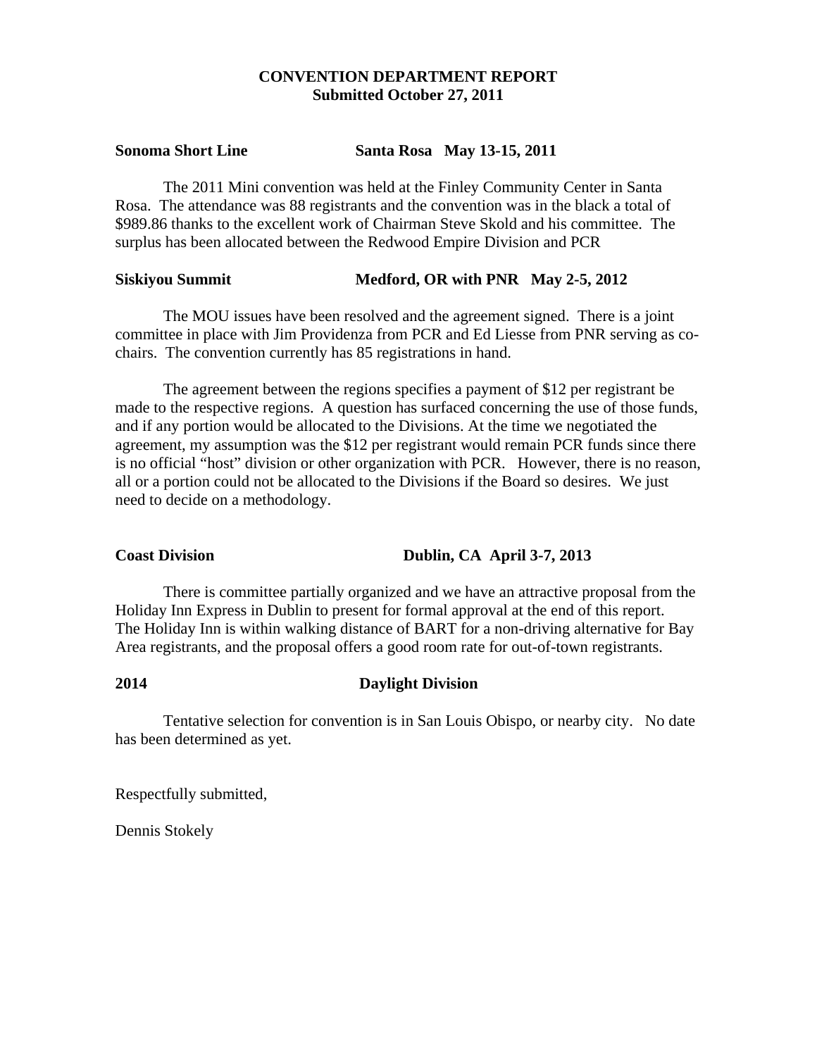# CONVENTION DEPARTMENT REPORT
**Submitted October 27, 2011**

**Sonoma Short Line　　　　Santa Rosa　May 13-15, 2011**

The 2011 Mini convention was held at the Finley Community Center in Santa Rosa. The attendance was 88 registrants and the convention was in the black a total of $989.86 thanks to the excellent work of Chairman Steve Skold and his committee. The surplus has been allocated between the Redwood Empire Division and PCR

**Siskiyou Summit　　　　Medford, OR with PNR　May 2-5, 2012**

The MOU issues have been resolved and the agreement signed. There is a joint committee in place with Jim Providenza from PCR and Ed Liesse from PNR serving as co-chairs. The convention currently has 85 registrations in hand.

The agreement between the regions specifies a payment of $12 per registrant be made to the respective regions. A question has surfaced concerning the use of those funds, and if any portion would be allocated to the Divisions. At the time we negotiated the agreement, my assumption was the $12 per registrant would remain PCR funds since there is no official "host" division or other organization with PCR. However, there is no reason, all or a portion could not be allocated to the Divisions if the Board so desires. We just need to decide on a methodology.

**Coast Division　　　　Dublin, CA　April 3-7, 2013**

There is committee partially organized and we have an attractive proposal from the Holiday Inn Express in Dublin to present for formal approval at the end of this report. The Holiday Inn is within walking distance of BART for a non-driving alternative for Bay Area registrants, and the proposal offers a good room rate for out-of-town registrants.

**2014　　　　Daylight Division**

Tentative selection for convention is in San Louis Obispo, or nearby city. No date has been determined as yet.

Respectfully submitted,

Dennis Stokely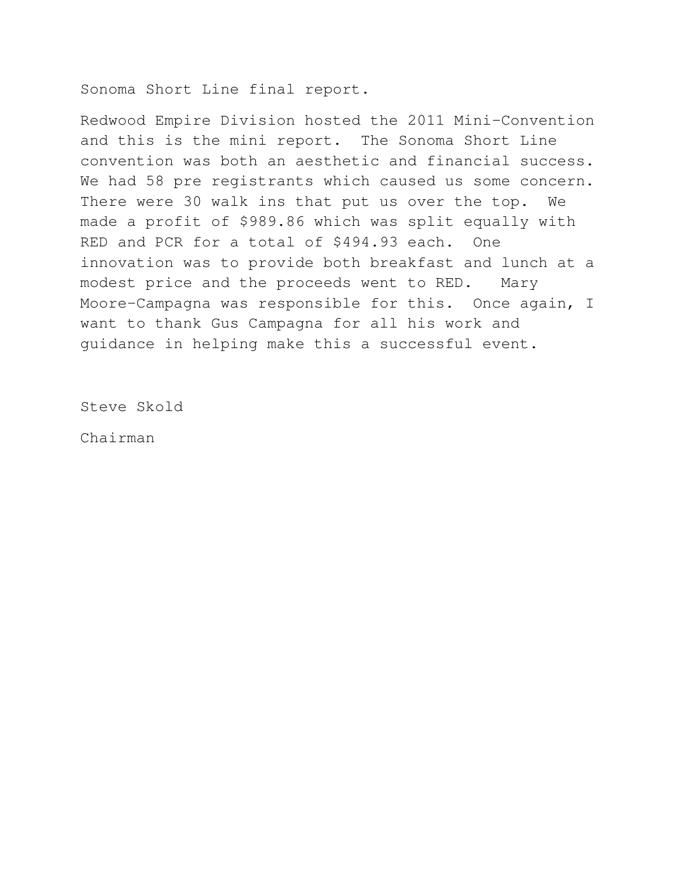Sonoma Short Line final report.

Redwood Empire Division hosted the 2011 Mini-Convention and this is the mini report. The Sonoma Short Line convention was both an aesthetic and financial success. We had 58 pre registrants which caused us some concern. There were 30 walk ins that put us over the top. We made a profit of $989.86 which was split equally with RED and PCR for a total of $494.93 each. One innovation was to provide both breakfast and lunch at a modest price and the proceeds went to RED. Mary Moore-Campagna was responsible for this. Once again, I want to thank Gus Campagna for all his work and guidance in helping make this a successful event.

Steve Skold

Chairman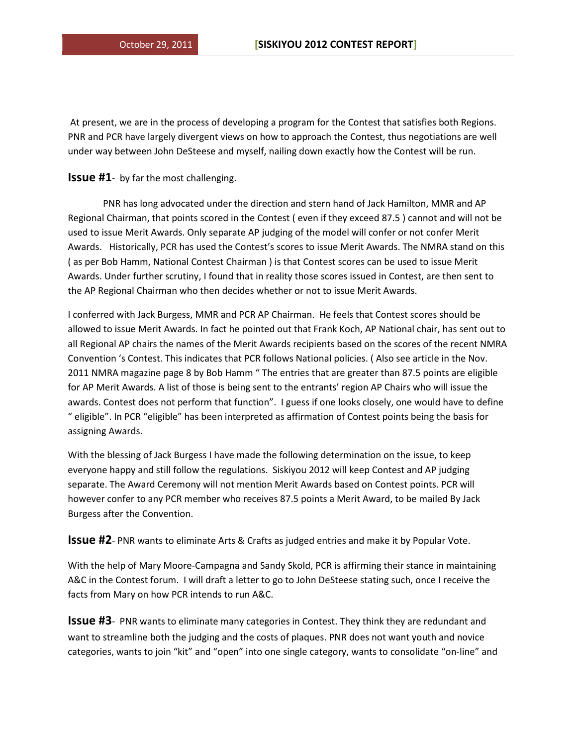At present, we are in the process of developing a program for the Contest that satisfies both Regions. PNR and PCR have largely divergent views on how to approach the Contest, thus negotiations are well under way between John DeSteese and myself, nailing down exactly how the Contest will be run.

**Issue #1**- by far the most challenging.

PNR has long advocated under the direction and stern hand of Jack Hamilton, MMR and AP Regional Chairman, that points scored in the Contest ( even if they exceed 87.5 ) cannot and will not be used to issue Merit Awards. Only separate AP judging of the model will confer or not confer Merit Awards. Historically, PCR has used the Contest's scores to issue Merit Awards. The NMRA stand on this ( as per Bob Hamm, National Contest Chairman ) is that Contest scores can be used to issue Merit Awards. Under further scrutiny, I found that in reality those scores issued in Contest, are then sent to the AP Regional Chairman who then decides whether or not to issue Merit Awards.

I conferred with Jack Burgess, MMR and PCR AP Chairman. He feels that Contest scores should be allowed to issue Merit Awards. In fact he pointed out that Frank Koch, AP National chair, has sent out to all Regional AP chairs the names of the Merit Awards recipients based on the scores of the recent NMRA Convention 's Contest. This indicates that PCR follows National policies. ( Also see article in the Nov. 2011 NMRA magazine page 8 by Bob Hamm " The entries that are greater than 87.5 points are eligible for AP Merit Awards. A list of those is being sent to the entrants' region AP Chairs who will issue the awards. Contest does not perform that function". I guess if one looks closely, one would have to define " eligible". In PCR "eligible" has been interpreted as affirmation of Contest points being the basis for assigning Awards.

With the blessing of Jack Burgess I have made the following determination on the issue, to keep everyone happy and still follow the regulations. Siskiyou 2012 will keep Contest and AP judging separate. The Award Ceremony will not mention Merit Awards based on Contest points. PCR will however confer to any PCR member who receives 87.5 points a Merit Award, to be mailed By Jack Burgess after the Convention.

**Issue #2**- PNR wants to eliminate Arts & Crafts as judged entries and make it by Popular Vote.

With the help of Mary Moore-Campagna and Sandy Skold, PCR is affirming their stance in maintaining A&C in the Contest forum. I will draft a letter to go to John DeSteese stating such, once I receive the facts from Mary on how PCR intends to run A&C.

**Issue #3**- PNR wants to eliminate many categories in Contest. They think they are redundant and want to streamline both the judging and the costs of plaques. PNR does not want youth and novice categories, wants to join "kit" and "open" into one single category, wants to consolidate "on-line" and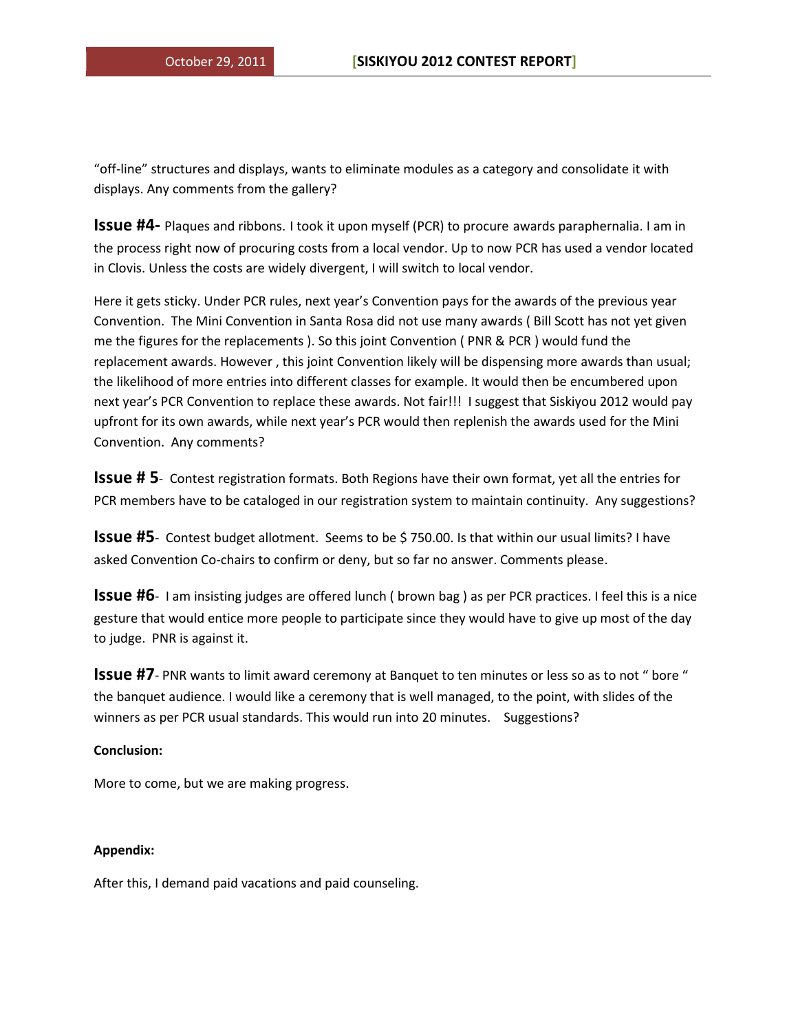"off-line" structures and displays, wants to eliminate modules as a category and consolidate it with displays. Any comments from the gallery?

**Issue #4-** Plaques and ribbons. I took it upon myself (PCR) to procure awards paraphernalia. I am in the process right now of procuring costs from a local vendor. Up to now PCR has used a vendor located in Clovis. Unless the costs are widely divergent, I will switch to local vendor.

Here it gets sticky. Under PCR rules, next year's Convention pays for the awards of the previous year Convention. The Mini Convention in Santa Rosa did not use many awards ( Bill Scott has not yet given me the figures for the replacements ). So this joint Convention ( PNR & PCR ) would fund the replacement awards. However , this joint Convention likely will be dispensing more awards than usual; the likelihood of more entries into different classes for example. It would then be encumbered upon next year's PCR Convention to replace these awards. Not fair!!! I suggest that Siskiyou 2012 would pay upfront for its own awards, while next year's PCR would then replenish the awards used for the Mini Convention. Any comments?

**Issue # 5**- Contest registration formats. Both Regions have their own format, yet all the entries for PCR members have to be cataloged in our registration system to maintain continuity. Any suggestions?

**Issue #5**- Contest budget allotment. Seems to be $ 750.00. Is that within our usual limits? I have asked Convention Co-chairs to confirm or deny, but so far no answer. Comments please.

**Issue #6**- I am insisting judges are offered lunch ( brown bag ) as per PCR practices. I feel this is a nice gesture that would entice more people to participate since they would have to give up most of the day to judge. PNR is against it.

**Issue #7**- PNR wants to limit award ceremony at Banquet to ten minutes or less so as to not " bore " the banquet audience. I would like a ceremony that is well managed, to the point, with slides of the winners as per PCR usual standards. This would run into 20 minutes. Suggestions?

**Conclusion:**

More to come, but we are making progress.

**Appendix:**

After this, I demand paid vacations and paid counseling.